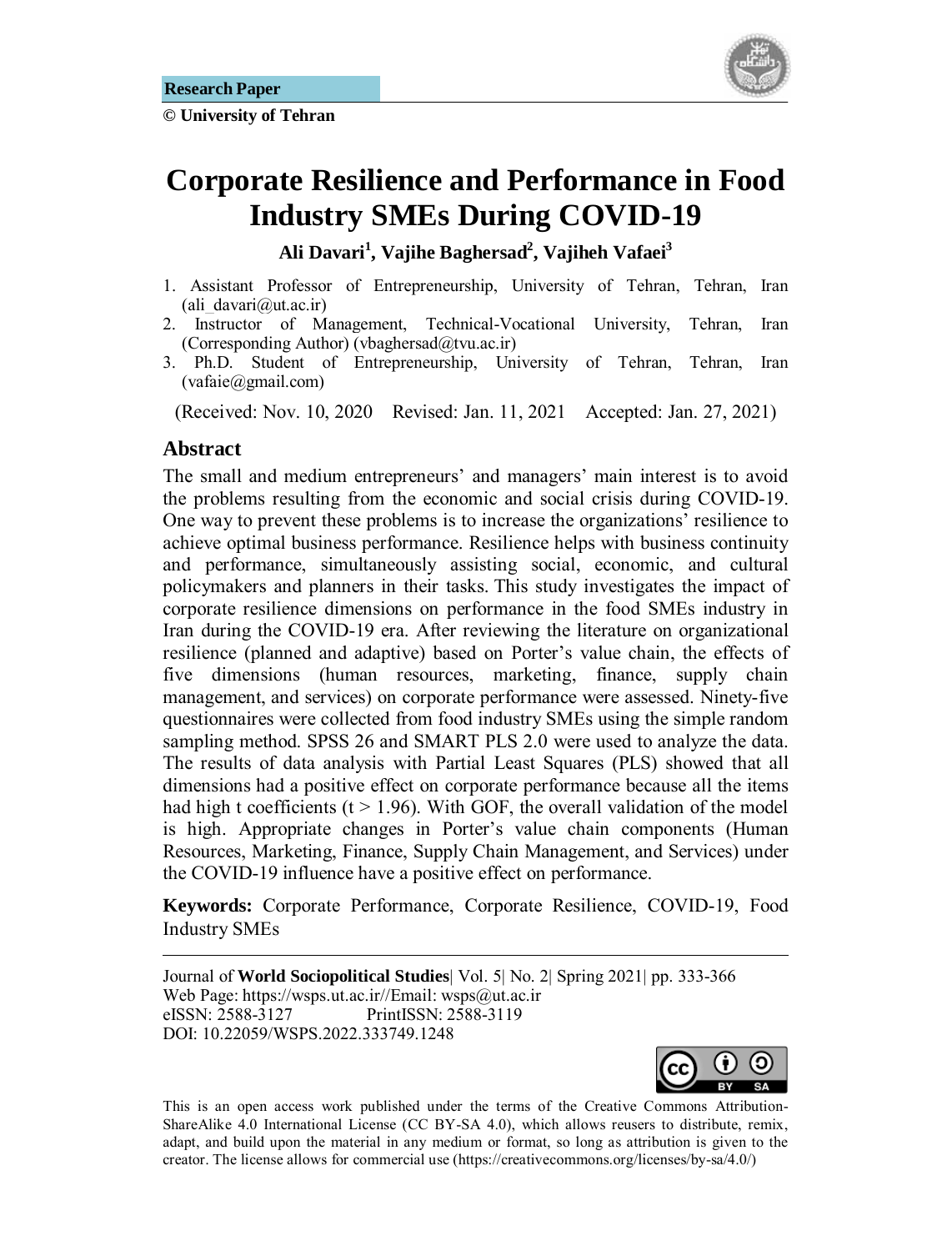**Research Paper**

**© University of Tehran**

# Corporate Resilience and Performance in Food Industry SMEs During COVID-19

**Ali Davari[1], Vajihe Baghersad[2], Vajiheh Vafaei[3]**

1. Assistant Professor of Entrepreneurship, University of Tehran, Tehran, Iran (ali_davari@ut.ac.ir)
2. Instructor of Management, Technical-Vocational University, Tehran, Iran (Corresponding Author) (vbaghersad@tvu.ac.ir)
3. Ph.D. Student of Entrepreneurship, University of Tehran, Tehran, Iran (vafaie@gmail.com)

(Received: Nov. 10, 2020 Revised: Jan. 11, 2021 Accepted: Jan. 27, 2021)

## Abstract

The small and medium entrepreneurs' and managers' main interest is to avoid the problems resulting from the economic and social crisis during COVID-19. One way to prevent these problems is to increase the organizations' resilience to achieve optimal business performance. Resilience helps with business continuity and performance, simultaneously assisting social, economic, and cultural policymakers and planners in their tasks. This study investigates the impact of corporate resilience dimensions on performance in the food SMEs industry in Iran during the COVID-19 era. After reviewing the literature on organizational resilience (planned and adaptive) based on Porter's value chain, the effects of five dimensions (human resources, marketing, finance, supply chain management, and services) on corporate performance were assessed. Ninety-five questionnaires were collected from food industry SMEs using the simple random sampling method. SPSS 26 and SMART PLS 2.0 were used to analyze the data. The results of data analysis with Partial Least Squares (PLS) showed that all dimensions had a positive effect on corporate performance because all the items had high t coefficients ($t > 1.96$). With GOF, the overall validation of the model is high. Appropriate changes in Porter's value chain components (Human Resources, Marketing, Finance, Supply Chain Management, and Services) under the COVID-19 influence have a positive effect on performance.

**Keywords:** Corporate Performance, Corporate Resilience, COVID-19, Food Industry SMEs

---

Journal of **World Sociopolitical Studies**| Vol. 5| No. 2| Spring 2021| pp. 333-366
Web Page: https://wsps.ut.ac.ir//Email: wsps@ut.ac.ir
eISSN: 2588-3127 PrintISSN: 2588-3119
DOI: 10.22059/WSPS.2022.333749.1248

This is an open access work published under the terms of the Creative Commons Attribution-ShareAlike 4.0 International License (CC BY-SA 4.0), which allows reusers to distribute, remix, adapt, and build upon the material in any medium or format, so long as attribution is given to the creator. The license allows for commercial use (https://creativecommons.org/licenses/by-sa/4.0/)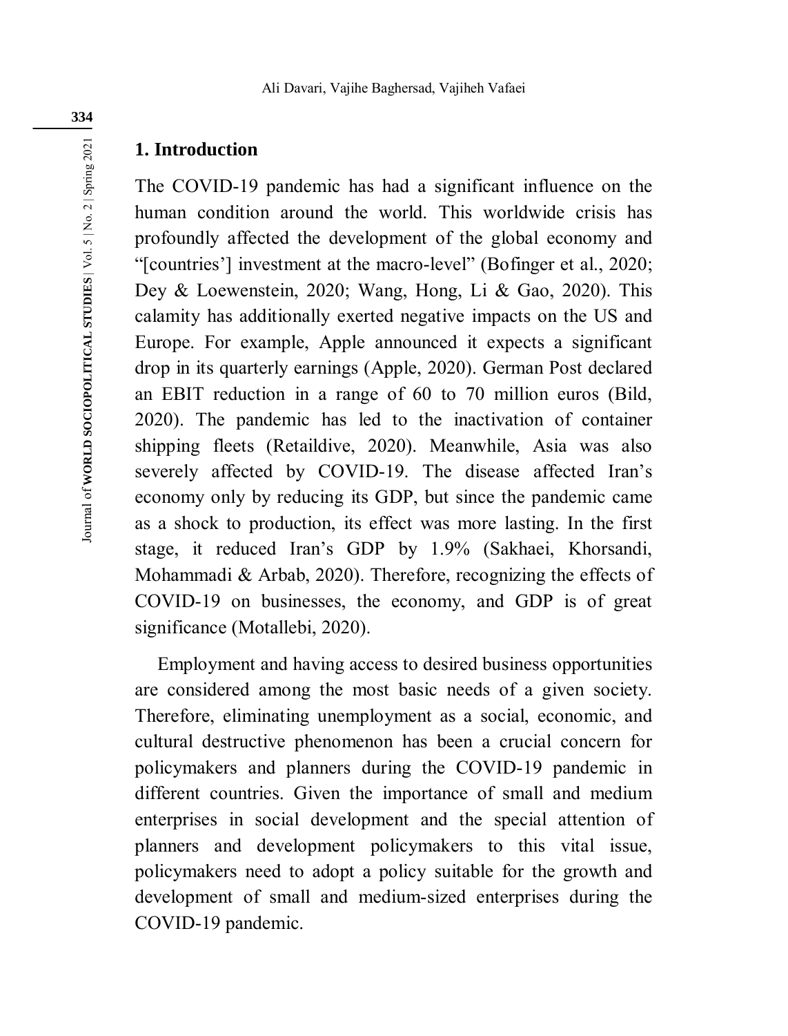## 1. Introduction

The COVID-19 pandemic has had a significant influence on the human condition around the world. This worldwide crisis has profoundly affected the development of the global economy and "[countries'] investment at the macro-level" (Bofinger et al., 2020; Dey & Loewenstein, 2020; Wang, Hong, Li & Gao, 2020). This calamity has additionally exerted negative impacts on the US and Europe. For example, Apple announced it expects a significant drop in its quarterly earnings (Apple, 2020). German Post declared an EBIT reduction in a range of 60 to 70 million euros (Bild, 2020). The pandemic has led to the inactivation of container shipping fleets (Retaildive, 2020). Meanwhile, Asia was also severely affected by COVID-19. The disease affected Iran's economy only by reducing its GDP, but since the pandemic came as a shock to production, its effect was more lasting. In the first stage, it reduced Iran's GDP by 1.9% (Sakhaei, Khorsandi, Mohammadi & Arbab, 2020). Therefore, recognizing the effects of COVID-19 on businesses, the economy, and GDP is of great significance (Motallebi, 2020).

Employment and having access to desired business opportunities are considered among the most basic needs of a given society. Therefore, eliminating unemployment as a social, economic, and cultural destructive phenomenon has been a crucial concern for policymakers and planners during the COVID-19 pandemic in different countries. Given the importance of small and medium enterprises in social development and the special attention of planners and development policymakers to this vital issue, policymakers need to adopt a policy suitable for the growth and development of small and medium-sized enterprises during the COVID-19 pandemic.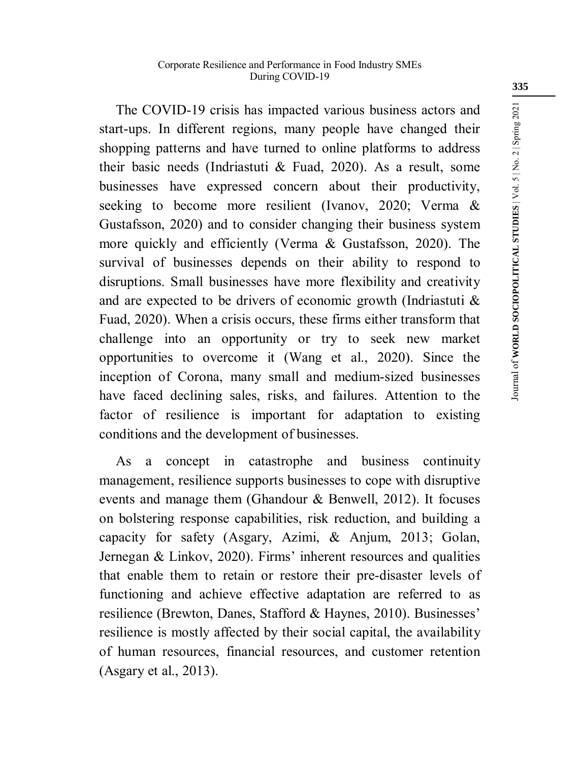The COVID-19 crisis has impacted various business actors and start-ups. In different regions, many people have changed their shopping patterns and have turned to online platforms to address their basic needs (Indriastuti & Fuad, 2020). As a result, some businesses have expressed concern about their productivity, seeking to become more resilient (Ivanov, 2020; Verma & Gustafsson, 2020) and to consider changing their business system more quickly and efficiently (Verma & Gustafsson, 2020). The survival of businesses depends on their ability to respond to disruptions. Small businesses have more flexibility and creativity and are expected to be drivers of economic growth (Indriastuti & Fuad, 2020). When a crisis occurs, these firms either transform that challenge into an opportunity or try to seek new market opportunities to overcome it (Wang et al., 2020). Since the inception of Corona, many small and medium-sized businesses have faced declining sales, risks, and failures. Attention to the factor of resilience is important for adaptation to existing conditions and the development of businesses.

As a concept in catastrophe and business continuity management, resilience supports businesses to cope with disruptive events and manage them (Ghandour & Benwell, 2012). It focuses on bolstering response capabilities, risk reduction, and building a capacity for safety (Asgary, Azimi, & Anjum, 2013; Golan, Jernegan & Linkov, 2020). Firms' inherent resources and qualities that enable them to retain or restore their pre-disaster levels of functioning and achieve effective adaptation are referred to as resilience (Brewton, Danes, Stafford & Haynes, 2010). Businesses' resilience is mostly affected by their social capital, the availability of human resources, financial resources, and customer retention (Asgary et al., 2013).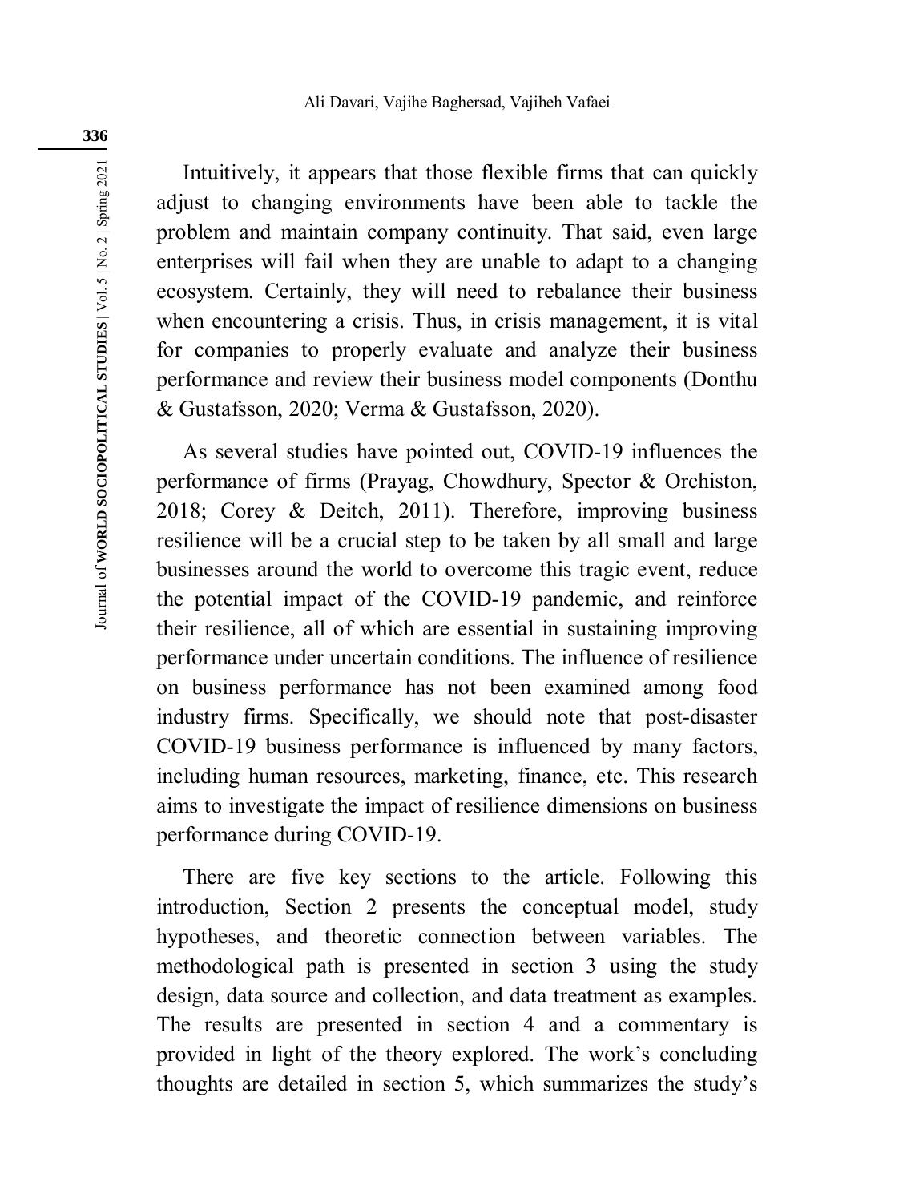Intuitively, it appears that those flexible firms that can quickly adjust to changing environments have been able to tackle the problem and maintain company continuity. That said, even large enterprises will fail when they are unable to adapt to a changing ecosystem. Certainly, they will need to rebalance their business when encountering a crisis. Thus, in crisis management, it is vital for companies to properly evaluate and analyze their business performance and review their business model components (Donthu & Gustafsson, 2020; Verma & Gustafsson, 2020).

As several studies have pointed out, COVID-19 influences the performance of firms (Prayag, Chowdhury, Spector & Orchiston, 2018; Corey & Deitch, 2011). Therefore, improving business resilience will be a crucial step to be taken by all small and large businesses around the world to overcome this tragic event, reduce the potential impact of the COVID-19 pandemic, and reinforce their resilience, all of which are essential in sustaining improving performance under uncertain conditions. The influence of resilience on business performance has not been examined among food industry firms. Specifically, we should note that post-disaster COVID-19 business performance is influenced by many factors, including human resources, marketing, finance, etc. This research aims to investigate the impact of resilience dimensions on business performance during COVID-19.

There are five key sections to the article. Following this introduction, Section 2 presents the conceptual model, study hypotheses, and theoretic connection between variables. The methodological path is presented in section 3 using the study design, data source and collection, and data treatment as examples. The results are presented in section 4 and a commentary is provided in light of the theory explored. The work's concluding thoughts are detailed in section 5, which summarizes the study's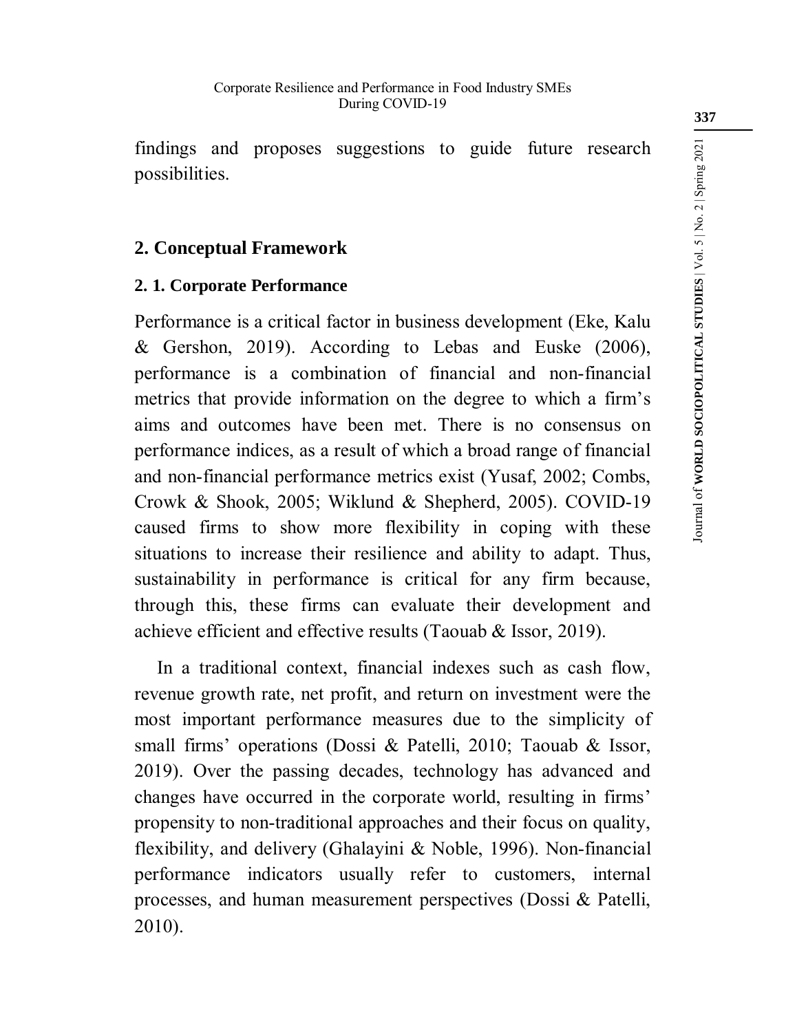findings and proposes suggestions to guide future research possibilities.

## 2. Conceptual Framework

### 2. 1. Corporate Performance

Performance is a critical factor in business development (Eke, Kalu & Gershon, 2019). According to Lebas and Euske (2006), performance is a combination of financial and non-financial metrics that provide information on the degree to which a firm's aims and outcomes have been met. There is no consensus on performance indices, as a result of which a broad range of financial and non-financial performance metrics exist (Yusaf, 2002; Combs, Crowk & Shook, 2005; Wiklund & Shepherd, 2005). COVID-19 caused firms to show more flexibility in coping with these situations to increase their resilience and ability to adapt. Thus, sustainability in performance is critical for any firm because, through this, these firms can evaluate their development and achieve efficient and effective results (Taouab & Issor, 2019).

In a traditional context, financial indexes such as cash flow, revenue growth rate, net profit, and return on investment were the most important performance measures due to the simplicity of small firms' operations (Dossi & Patelli, 2010; Taouab & Issor, 2019). Over the passing decades, technology has advanced and changes have occurred in the corporate world, resulting in firms' propensity to non-traditional approaches and their focus on quality, flexibility, and delivery (Ghalayini & Noble, 1996). Non-financial performance indicators usually refer to customers, internal processes, and human measurement perspectives (Dossi & Patelli, 2010).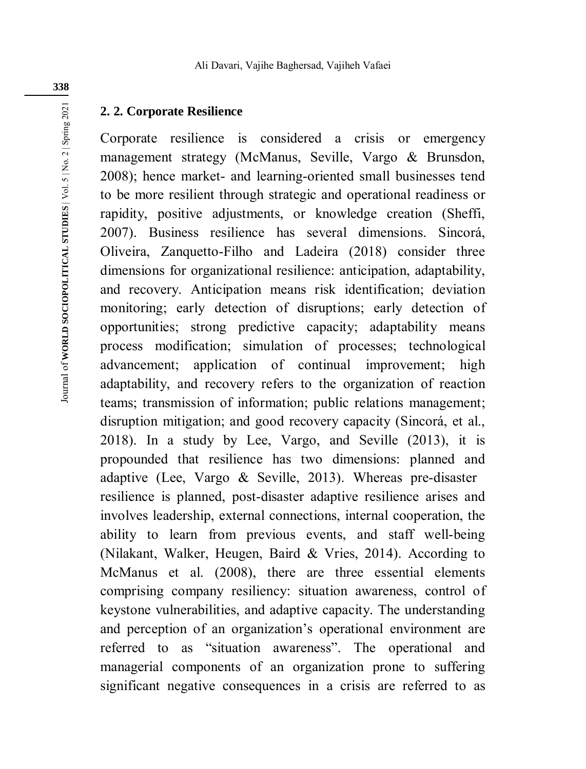### 2. 2. Corporate Resilience

Corporate resilience is considered a crisis or emergency management strategy (McManus, Seville, Vargo & Brunsdon, 2008); hence market- and learning-oriented small businesses tend to be more resilient through strategic and operational readiness or rapidity, positive adjustments, or knowledge creation (Sheffi, 2007). Business resilience has several dimensions. Sincorá, Oliveira, Zanquetto-Filho and Ladeira (2018) consider three dimensions for organizational resilience: anticipation, adaptability, and recovery. Anticipation means risk identification; deviation monitoring; early detection of disruptions; early detection of opportunities; strong predictive capacity; adaptability means process modification; simulation of processes; technological advancement; application of continual improvement; high adaptability, and recovery refers to the organization of reaction teams; transmission of information; public relations management; disruption mitigation; and good recovery capacity (Sincorá, et al., 2018). In a study by Lee, Vargo, and Seville (2013), it is propounded that resilience has two dimensions: planned and adaptive (Lee, Vargo & Seville, 2013). Whereas pre-disaster resilience is planned, post-disaster adaptive resilience arises and involves leadership, external connections, internal cooperation, the ability to learn from previous events, and staff well-being (Nilakant, Walker, Heugen, Baird & Vries, 2014). According to McManus et al. (2008), there are three essential elements comprising company resiliency: situation awareness, control of keystone vulnerabilities, and adaptive capacity. The understanding and perception of an organization's operational environment are referred to as "situation awareness". The operational and managerial components of an organization prone to suffering significant negative consequences in a crisis are referred to as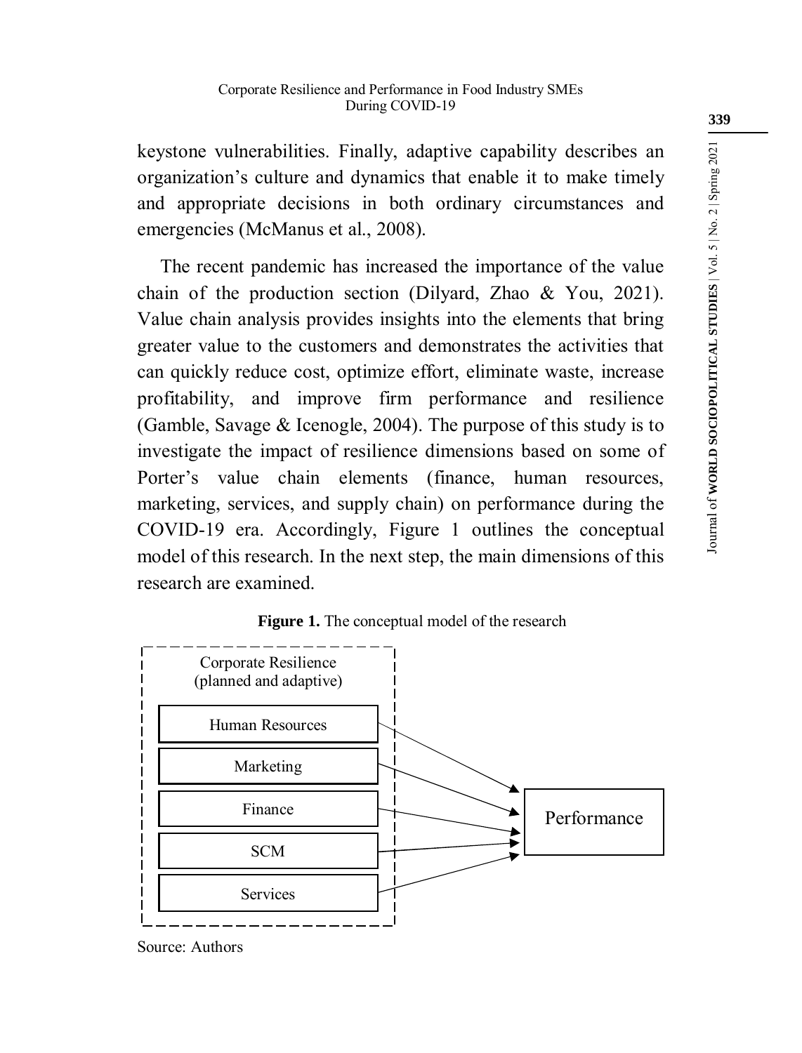keystone vulnerabilities. Finally, adaptive capability describes an organization's culture and dynamics that enable it to make timely and appropriate decisions in both ordinary circumstances and emergencies (McManus et al., 2008).

The recent pandemic has increased the importance of the value chain of the production section (Dilyard, Zhao & You, 2021). Value chain analysis provides insights into the elements that bring greater value to the customers and demonstrates the activities that can quickly reduce cost, optimize effort, eliminate waste, increase profitability, and improve firm performance and resilience (Gamble, Savage & Icenogle, 2004). The purpose of this study is to investigate the impact of resilience dimensions based on some of Porter's value chain elements (finance, human resources, marketing, services, and supply chain) on performance during the COVID-19 era. Accordingly, Figure 1 outlines the conceptual model of this research. In the next step, the main dimensions of this research are examined.

**Figure 1.** The conceptual model of the research

Corporate Resilience (planned and adaptive)

- Human Resources
- Marketing
- Finance
- SCM
- Services

→ Performance

Source: Authors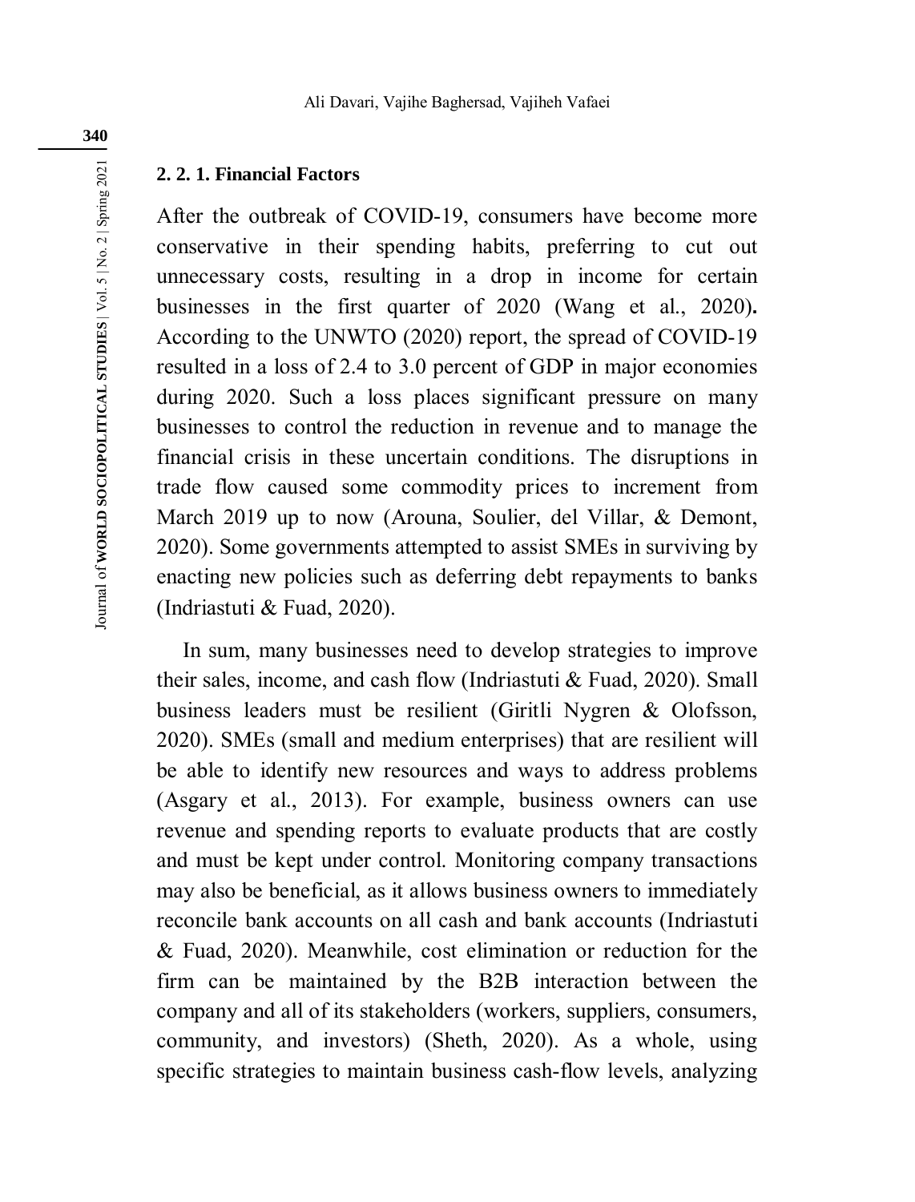### 2. 2. 1. Financial Factors

After the outbreak of COVID-19, consumers have become more conservative in their spending habits, preferring to cut out unnecessary costs, resulting in a drop in income for certain businesses in the first quarter of 2020 (Wang et al., 2020). According to the UNWTO (2020) report, the spread of COVID-19 resulted in a loss of 2.4 to 3.0 percent of GDP in major economies during 2020. Such a loss places significant pressure on many businesses to control the reduction in revenue and to manage the financial crisis in these uncertain conditions. The disruptions in trade flow caused some commodity prices to increment from March 2019 up to now (Arouna, Soulier, del Villar, & Demont, 2020). Some governments attempted to assist SMEs in surviving by enacting new policies such as deferring debt repayments to banks (Indriastuti & Fuad, 2020).

In sum, many businesses need to develop strategies to improve their sales, income, and cash flow (Indriastuti & Fuad, 2020). Small business leaders must be resilient (Giritli Nygren & Olofsson, 2020). SMEs (small and medium enterprises) that are resilient will be able to identify new resources and ways to address problems (Asgary et al., 2013). For example, business owners can use revenue and spending reports to evaluate products that are costly and must be kept under control. Monitoring company transactions may also be beneficial, as it allows business owners to immediately reconcile bank accounts on all cash and bank accounts (Indriastuti & Fuad, 2020). Meanwhile, cost elimination or reduction for the firm can be maintained by the B2B interaction between the company and all of its stakeholders (workers, suppliers, consumers, community, and investors) (Sheth, 2020). As a whole, using specific strategies to maintain business cash-flow levels, analyzing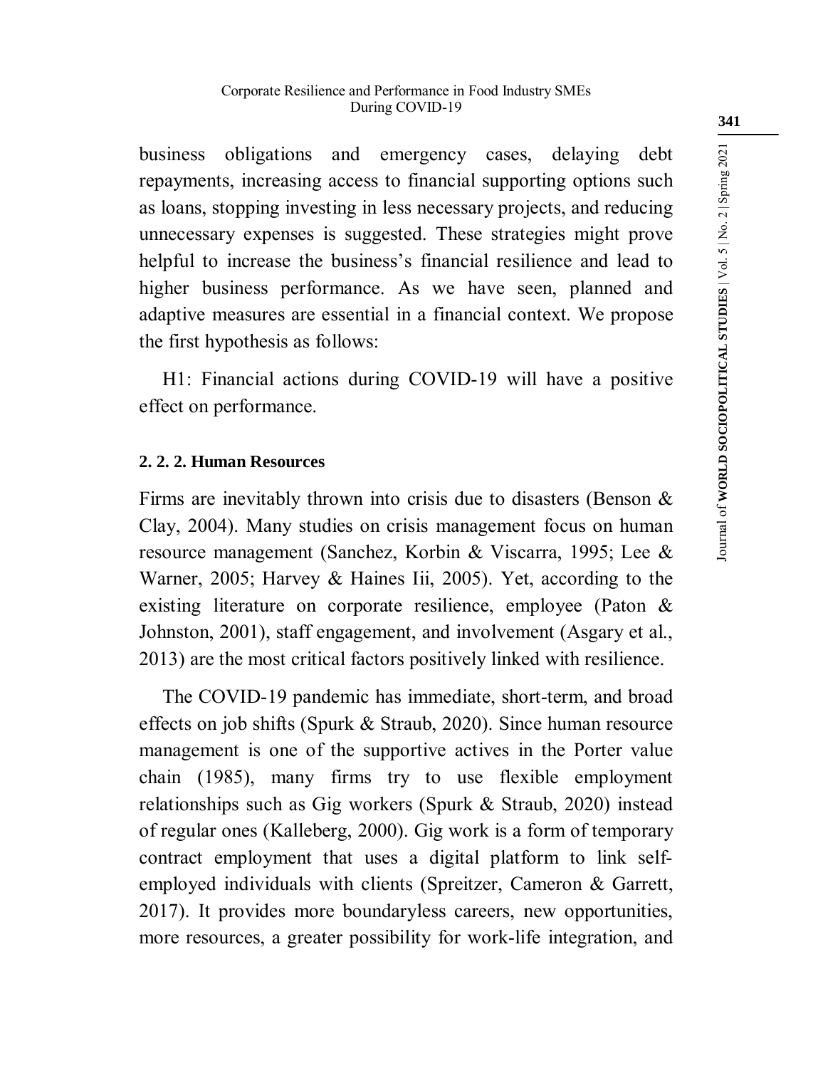business obligations and emergency cases, delaying debt repayments, increasing access to financial supporting options such as loans, stopping investing in less necessary projects, and reducing unnecessary expenses is suggested. These strategies might prove helpful to increase the business's financial resilience and lead to higher business performance. As we have seen, planned and adaptive measures are essential in a financial context. We propose the first hypothesis as follows:

H1: Financial actions during COVID-19 will have a positive effect on performance.

### 2. 2. 2. Human Resources

Firms are inevitably thrown into crisis due to disasters (Benson & Clay, 2004). Many studies on crisis management focus on human resource management (Sanchez, Korbin & Viscarra, 1995; Lee & Warner, 2005; Harvey & Haines Iii, 2005). Yet, according to the existing literature on corporate resilience, employee (Paton & Johnston, 2001), staff engagement, and involvement (Asgary et al., 2013) are the most critical factors positively linked with resilience.

The COVID-19 pandemic has immediate, short-term, and broad effects on job shifts (Spurk & Straub, 2020). Since human resource management is one of the supportive actives in the Porter value chain (1985), many firms try to use flexible employment relationships such as Gig workers (Spurk & Straub, 2020) instead of regular ones (Kalleberg, 2000). Gig work is a form of temporary contract employment that uses a digital platform to link self-employed individuals with clients (Spreitzer, Cameron & Garrett, 2017). It provides more boundaryless careers, new opportunities, more resources, a greater possibility for work-life integration, and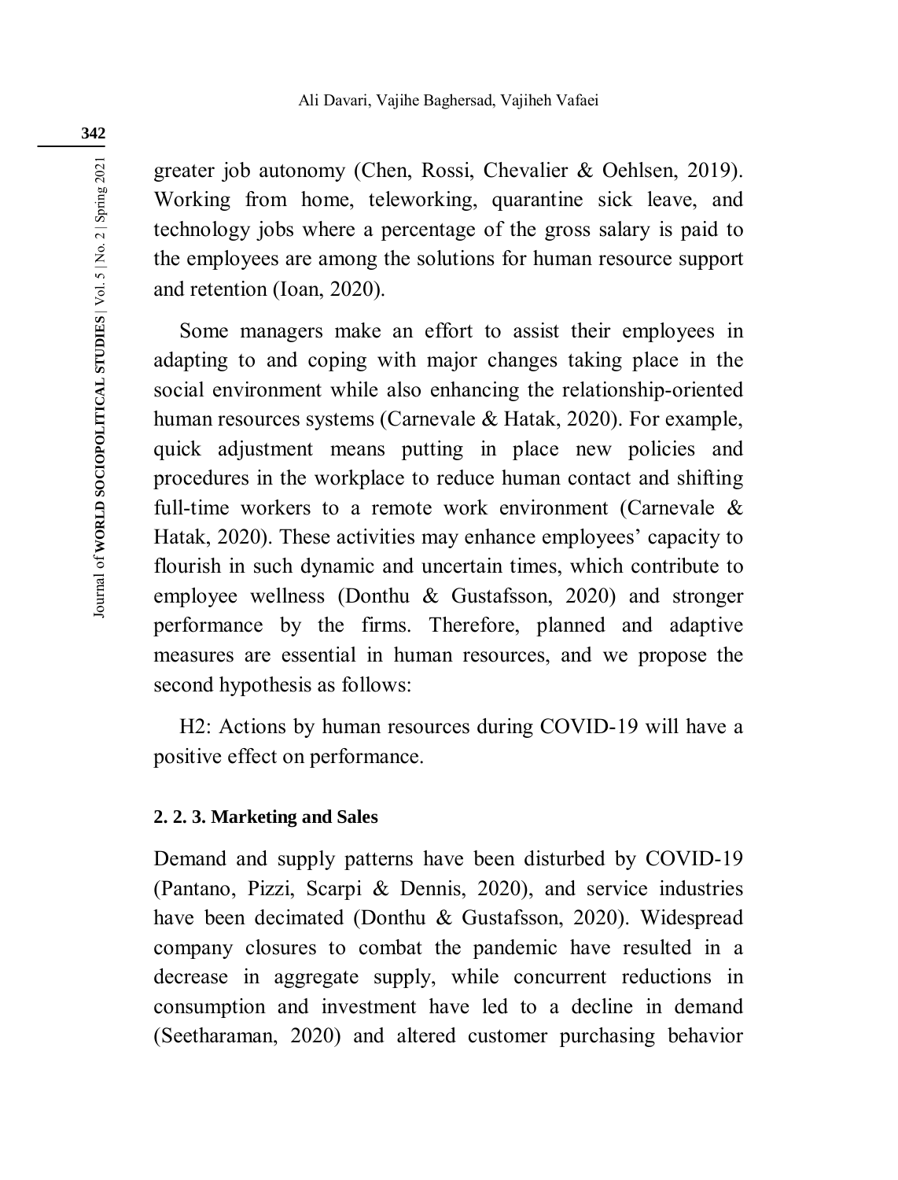greater job autonomy (Chen, Rossi, Chevalier & Oehlsen, 2019). Working from home, teleworking, quarantine sick leave, and technology jobs where a percentage of the gross salary is paid to the employees are among the solutions for human resource support and retention (Ioan, 2020).

Some managers make an effort to assist their employees in adapting to and coping with major changes taking place in the social environment while also enhancing the relationship-oriented human resources systems (Carnevale & Hatak, 2020). For example, quick adjustment means putting in place new policies and procedures in the workplace to reduce human contact and shifting full-time workers to a remote work environment (Carnevale & Hatak, 2020). These activities may enhance employees' capacity to flourish in such dynamic and uncertain times, which contribute to employee wellness (Donthu & Gustafsson, 2020) and stronger performance by the firms. Therefore, planned and adaptive measures are essential in human resources, and we propose the second hypothesis as follows:

H2: Actions by human resources during COVID-19 will have a positive effect on performance.

#### 2. 2. 3. Marketing and Sales

Demand and supply patterns have been disturbed by COVID-19 (Pantano, Pizzi, Scarpi & Dennis, 2020), and service industries have been decimated (Donthu & Gustafsson, 2020). Widespread company closures to combat the pandemic have resulted in a decrease in aggregate supply, while concurrent reductions in consumption and investment have led to a decline in demand (Seetharaman, 2020) and altered customer purchasing behavior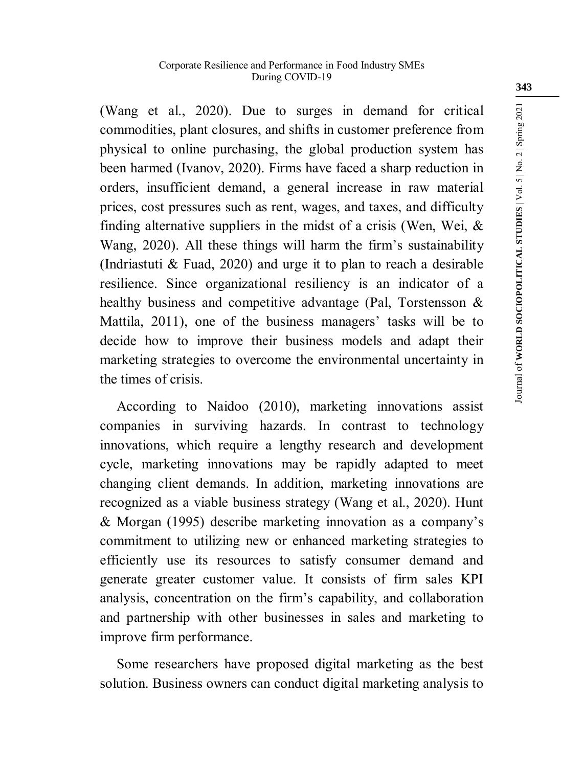(Wang et al., 2020). Due to surges in demand for critical commodities, plant closures, and shifts in customer preference from physical to online purchasing, the global production system has been harmed (Ivanov, 2020). Firms have faced a sharp reduction in orders, insufficient demand, a general increase in raw material prices, cost pressures such as rent, wages, and taxes, and difficulty finding alternative suppliers in the midst of a crisis (Wen, Wei, & Wang, 2020). All these things will harm the firm's sustainability (Indriastuti & Fuad, 2020) and urge it to plan to reach a desirable resilience. Since organizational resiliency is an indicator of a healthy business and competitive advantage (Pal, Torstensson & Mattila, 2011), one of the business managers' tasks will be to decide how to improve their business models and adapt their marketing strategies to overcome the environmental uncertainty in the times of crisis.

According to Naidoo (2010), marketing innovations assist companies in surviving hazards. In contrast to technology innovations, which require a lengthy research and development cycle, marketing innovations may be rapidly adapted to meet changing client demands. In addition, marketing innovations are recognized as a viable business strategy (Wang et al., 2020). Hunt & Morgan (1995) describe marketing innovation as a company's commitment to utilizing new or enhanced marketing strategies to efficiently use its resources to satisfy consumer demand and generate greater customer value. It consists of firm sales KPI analysis, concentration on the firm's capability, and collaboration and partnership with other businesses in sales and marketing to improve firm performance.

Some researchers have proposed digital marketing as the best solution. Business owners can conduct digital marketing analysis to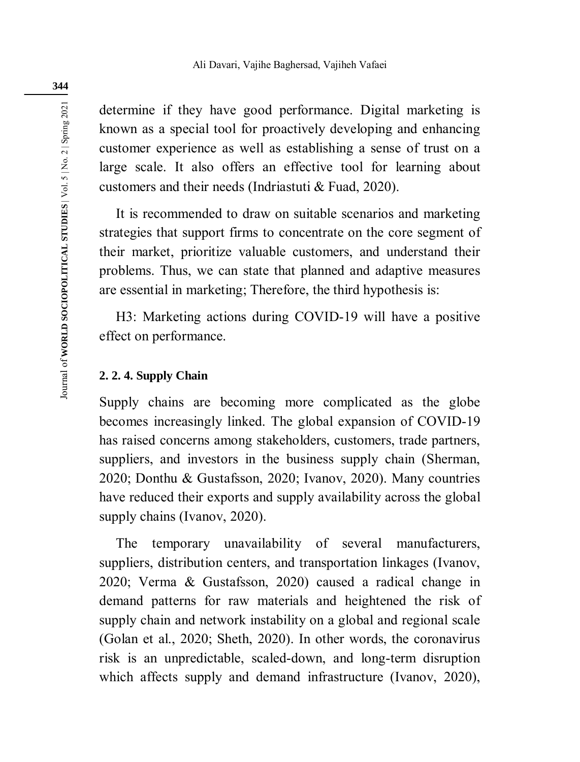determine if they have good performance. Digital marketing is known as a special tool for proactively developing and enhancing customer experience as well as establishing a sense of trust on a large scale. It also offers an effective tool for learning about customers and their needs (Indriastuti & Fuad, 2020).

It is recommended to draw on suitable scenarios and marketing strategies that support firms to concentrate on the core segment of their market, prioritize valuable customers, and understand their problems. Thus, we can state that planned and adaptive measures are essential in marketing; Therefore, the third hypothesis is:

H3: Marketing actions during COVID-19 will have a positive effect on performance.

#### 2. 2. 4. Supply Chain

Supply chains are becoming more complicated as the globe becomes increasingly linked. The global expansion of COVID-19 has raised concerns among stakeholders, customers, trade partners, suppliers, and investors in the business supply chain (Sherman, 2020; Donthu & Gustafsson, 2020; Ivanov, 2020). Many countries have reduced their exports and supply availability across the global supply chains (Ivanov, 2020).

The temporary unavailability of several manufacturers, suppliers, distribution centers, and transportation linkages (Ivanov, 2020; Verma & Gustafsson, 2020) caused a radical change in demand patterns for raw materials and heightened the risk of supply chain and network instability on a global and regional scale (Golan et al., 2020; Sheth, 2020). In other words, the coronavirus risk is an unpredictable, scaled-down, and long-term disruption which affects supply and demand infrastructure (Ivanov, 2020),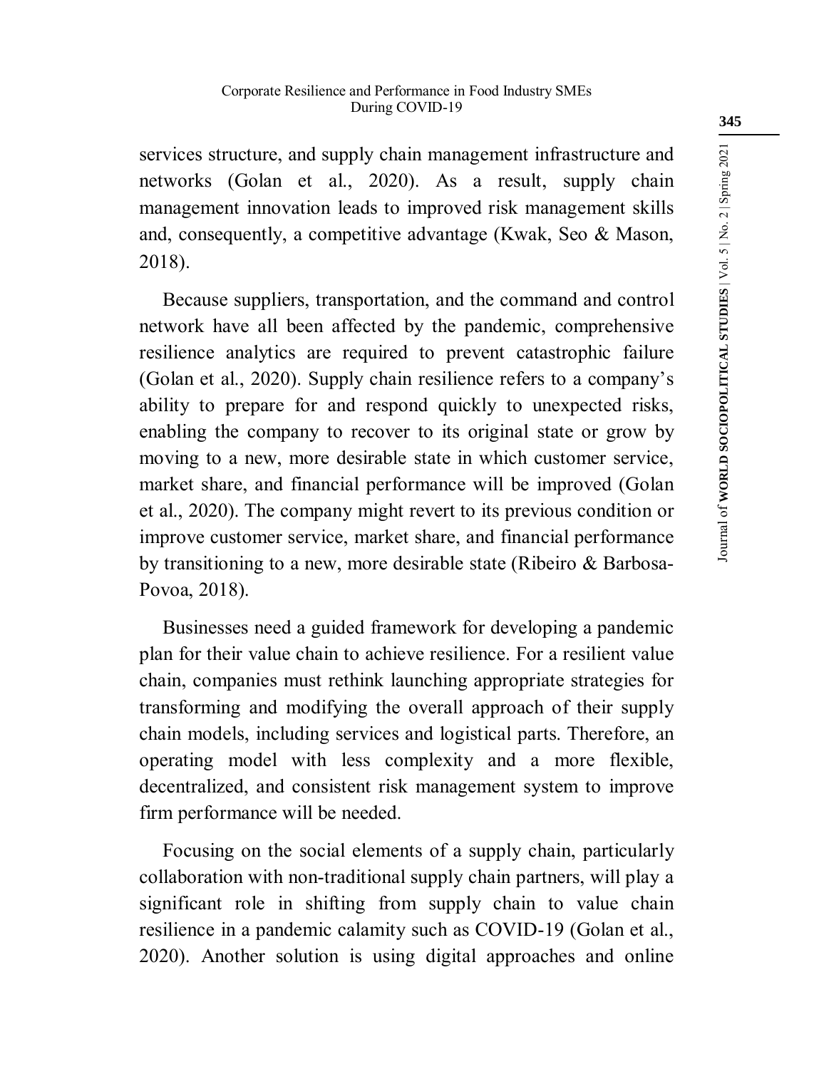services structure, and supply chain management infrastructure and networks (Golan et al., 2020). As a result, supply chain management innovation leads to improved risk management skills and, consequently, a competitive advantage (Kwak, Seo & Mason, 2018).

Because suppliers, transportation, and the command and control network have all been affected by the pandemic, comprehensive resilience analytics are required to prevent catastrophic failure (Golan et al., 2020). Supply chain resilience refers to a company's ability to prepare for and respond quickly to unexpected risks, enabling the company to recover to its original state or grow by moving to a new, more desirable state in which customer service, market share, and financial performance will be improved (Golan et al., 2020). The company might revert to its previous condition or improve customer service, market share, and financial performance by transitioning to a new, more desirable state (Ribeiro & Barbosa-Povoa, 2018).

Businesses need a guided framework for developing a pandemic plan for their value chain to achieve resilience. For a resilient value chain, companies must rethink launching appropriate strategies for transforming and modifying the overall approach of their supply chain models, including services and logistical parts. Therefore, an operating model with less complexity and a more flexible, decentralized, and consistent risk management system to improve firm performance will be needed.

Focusing on the social elements of a supply chain, particularly collaboration with non-traditional supply chain partners, will play a significant role in shifting from supply chain to value chain resilience in a pandemic calamity such as COVID-19 (Golan et al., 2020). Another solution is using digital approaches and online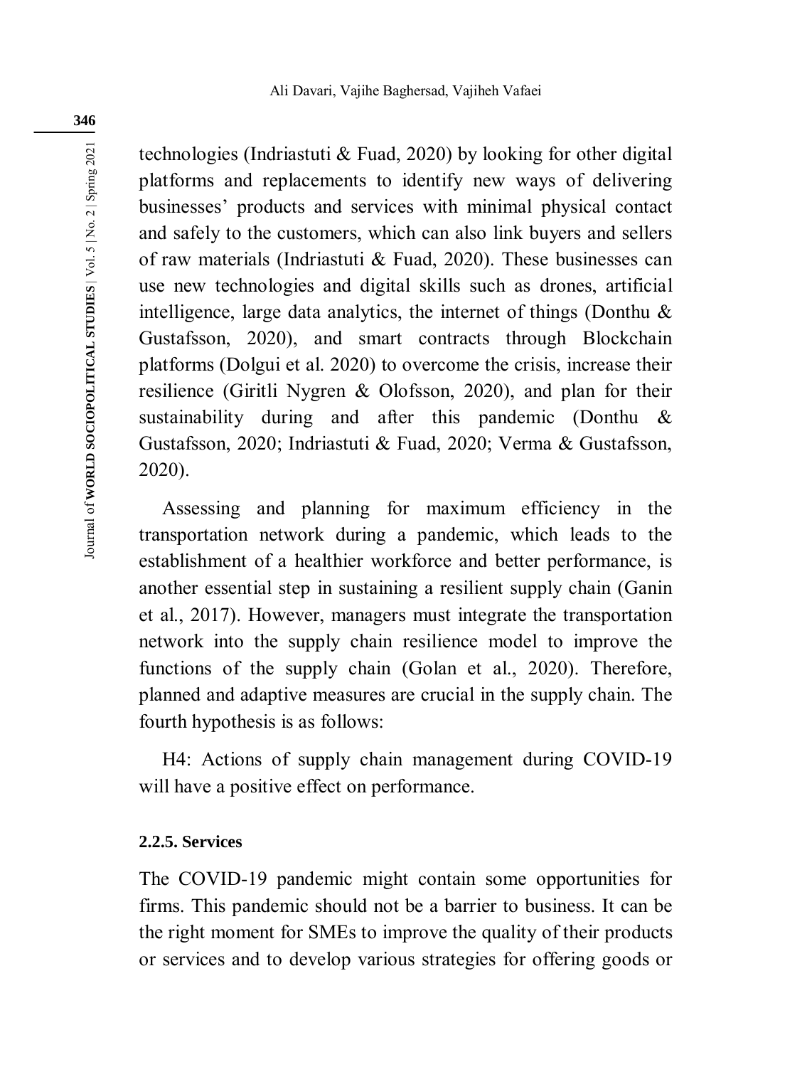technologies (Indriastuti & Fuad, 2020) by looking for other digital platforms and replacements to identify new ways of delivering businesses' products and services with minimal physical contact and safely to the customers, which can also link buyers and sellers of raw materials (Indriastuti & Fuad, 2020). These businesses can use new technologies and digital skills such as drones, artificial intelligence, large data analytics, the internet of things (Donthu & Gustafsson, 2020), and smart contracts through Blockchain platforms (Dolgui et al. 2020) to overcome the crisis, increase their resilience (Giritli Nygren & Olofsson, 2020), and plan for their sustainability during and after this pandemic (Donthu & Gustafsson, 2020; Indriastuti & Fuad, 2020; Verma & Gustafsson, 2020).

Assessing and planning for maximum efficiency in the transportation network during a pandemic, which leads to the establishment of a healthier workforce and better performance, is another essential step in sustaining a resilient supply chain (Ganin et al., 2017). However, managers must integrate the transportation network into the supply chain resilience model to improve the functions of the supply chain (Golan et al., 2020). Therefore, planned and adaptive measures are crucial in the supply chain. The fourth hypothesis is as follows:

H4: Actions of supply chain management during COVID-19 will have a positive effect on performance.

#### 2.2.5. Services

The COVID-19 pandemic might contain some opportunities for firms. This pandemic should not be a barrier to business. It can be the right moment for SMEs to improve the quality of their products or services and to develop various strategies for offering goods or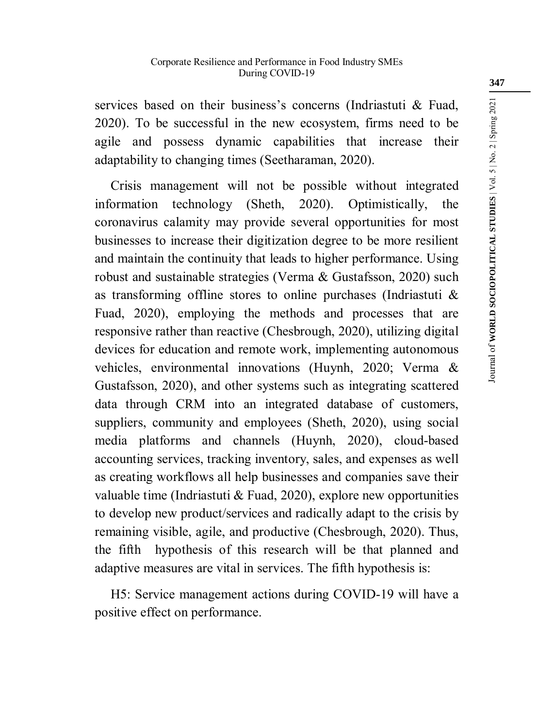services based on their business's concerns (Indriastuti & Fuad, 2020). To be successful in the new ecosystem, firms need to be agile and possess dynamic capabilities that increase their adaptability to changing times (Seetharaman, 2020).

Crisis management will not be possible without integrated information technology (Sheth, 2020). Optimistically, the coronavirus calamity may provide several opportunities for most businesses to increase their digitization degree to be more resilient and maintain the continuity that leads to higher performance. Using robust and sustainable strategies (Verma & Gustafsson, 2020) such as transforming offline stores to online purchases (Indriastuti & Fuad, 2020), employing the methods and processes that are responsive rather than reactive (Chesbrough, 2020), utilizing digital devices for education and remote work, implementing autonomous vehicles, environmental innovations (Huynh, 2020; Verma & Gustafsson, 2020), and other systems such as integrating scattered data through CRM into an integrated database of customers, suppliers, community and employees (Sheth, 2020), using social media platforms and channels (Huynh, 2020), cloud-based accounting services, tracking inventory, sales, and expenses as well as creating workflows all help businesses and companies save their valuable time (Indriastuti & Fuad, 2020), explore new opportunities to develop new product/services and radically adapt to the crisis by remaining visible, agile, and productive (Chesbrough, 2020). Thus, the fifth hypothesis of this research will be that planned and adaptive measures are vital in services. The fifth hypothesis is:

H5: Service management actions during COVID-19 will have a positive effect on performance.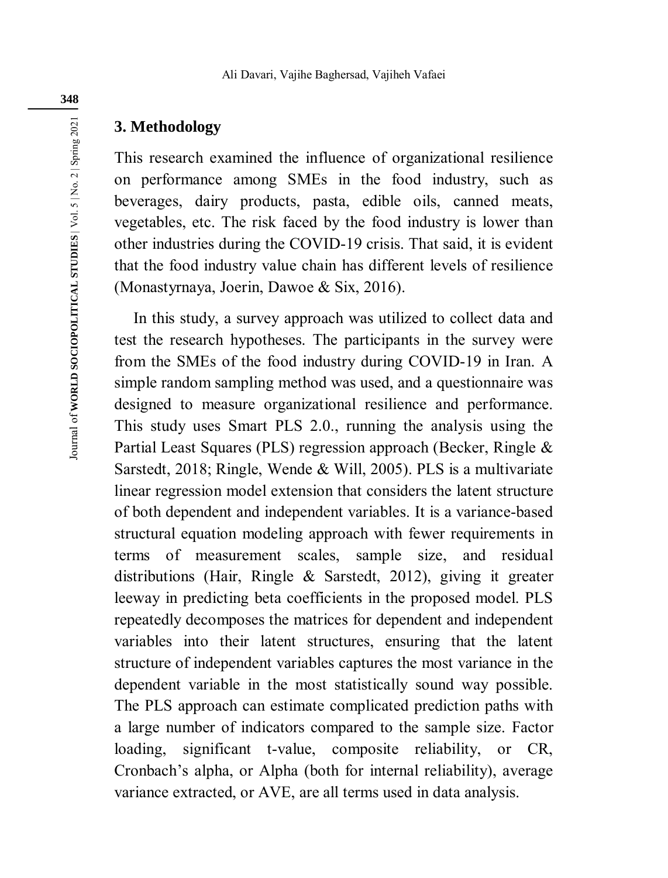## 3. Methodology

This research examined the influence of organizational resilience on performance among SMEs in the food industry, such as beverages, dairy products, pasta, edible oils, canned meats, vegetables, etc. The risk faced by the food industry is lower than other industries during the COVID-19 crisis. That said, it is evident that the food industry value chain has different levels of resilience (Monastyrnaya, Joerin, Dawoe & Six, 2016).

In this study, a survey approach was utilized to collect data and test the research hypotheses. The participants in the survey were from the SMEs of the food industry during COVID-19 in Iran. A simple random sampling method was used, and a questionnaire was designed to measure organizational resilience and performance. This study uses Smart PLS 2.0., running the analysis using the Partial Least Squares (PLS) regression approach (Becker, Ringle & Sarstedt, 2018; Ringle, Wende & Will, 2005). PLS is a multivariate linear regression model extension that considers the latent structure of both dependent and independent variables. It is a variance-based structural equation modeling approach with fewer requirements in terms of measurement scales, sample size, and residual distributions (Hair, Ringle & Sarstedt, 2012), giving it greater leeway in predicting beta coefficients in the proposed model. PLS repeatedly decomposes the matrices for dependent and independent variables into their latent structures, ensuring that the latent structure of independent variables captures the most variance in the dependent variable in the most statistically sound way possible. The PLS approach can estimate complicated prediction paths with a large number of indicators compared to the sample size. Factor loading, significant t-value, composite reliability, or CR, Cronbach's alpha, or Alpha (both for internal reliability), average variance extracted, or AVE, are all terms used in data analysis.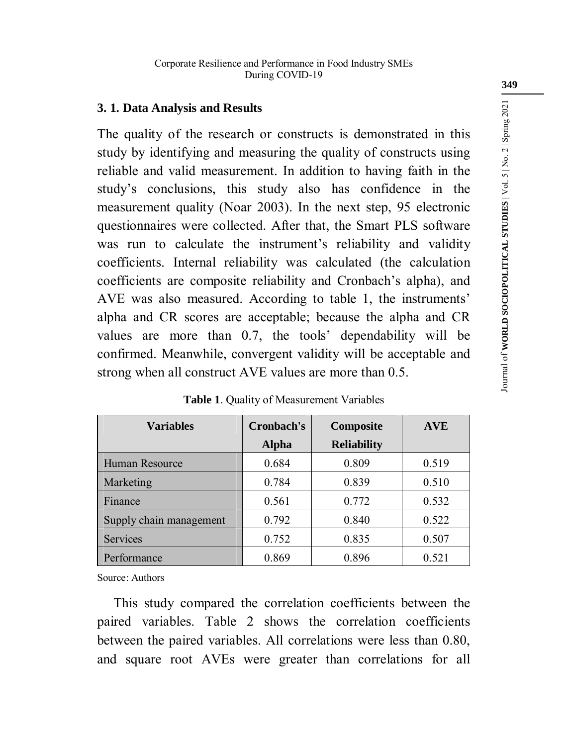### 3. 1. Data Analysis and Results

The quality of the research or constructs is demonstrated in this study by identifying and measuring the quality of constructs using reliable and valid measurement. In addition to having faith in the study's conclusions, this study also has confidence in the measurement quality (Noar 2003). In the next step, 95 electronic questionnaires were collected. After that, the Smart PLS software was run to calculate the instrument's reliability and validity coefficients. Internal reliability was calculated (the calculation coefficients are composite reliability and Cronbach's alpha), and AVE was also measured. According to table 1, the instruments' alpha and CR scores are acceptable; because the alpha and CR values are more than 0.7, the tools' dependability will be confirmed. Meanwhile, convergent validity will be acceptable and strong when all construct AVE values are more than 0.5.

**Table 1**. Quality of Measurement Variables

| Variables | Cronbach's Alpha | Composite Reliability | AVE |
|---|---|---|---|
| Human Resource | 0.684 | 0.809 | 0.519 |
| Marketing | 0.784 | 0.839 | 0.510 |
| Finance | 0.561 | 0.772 | 0.532 |
| Supply chain management | 0.792 | 0.840 | 0.522 |
| Services | 0.752 | 0.835 | 0.507 |
| Performance | 0.869 | 0.896 | 0.521 |

Source: Authors

This study compared the correlation coefficients between the paired variables. Table 2 shows the correlation coefficients between the paired variables. All correlations were less than 0.80, and square root AVEs were greater than correlations for all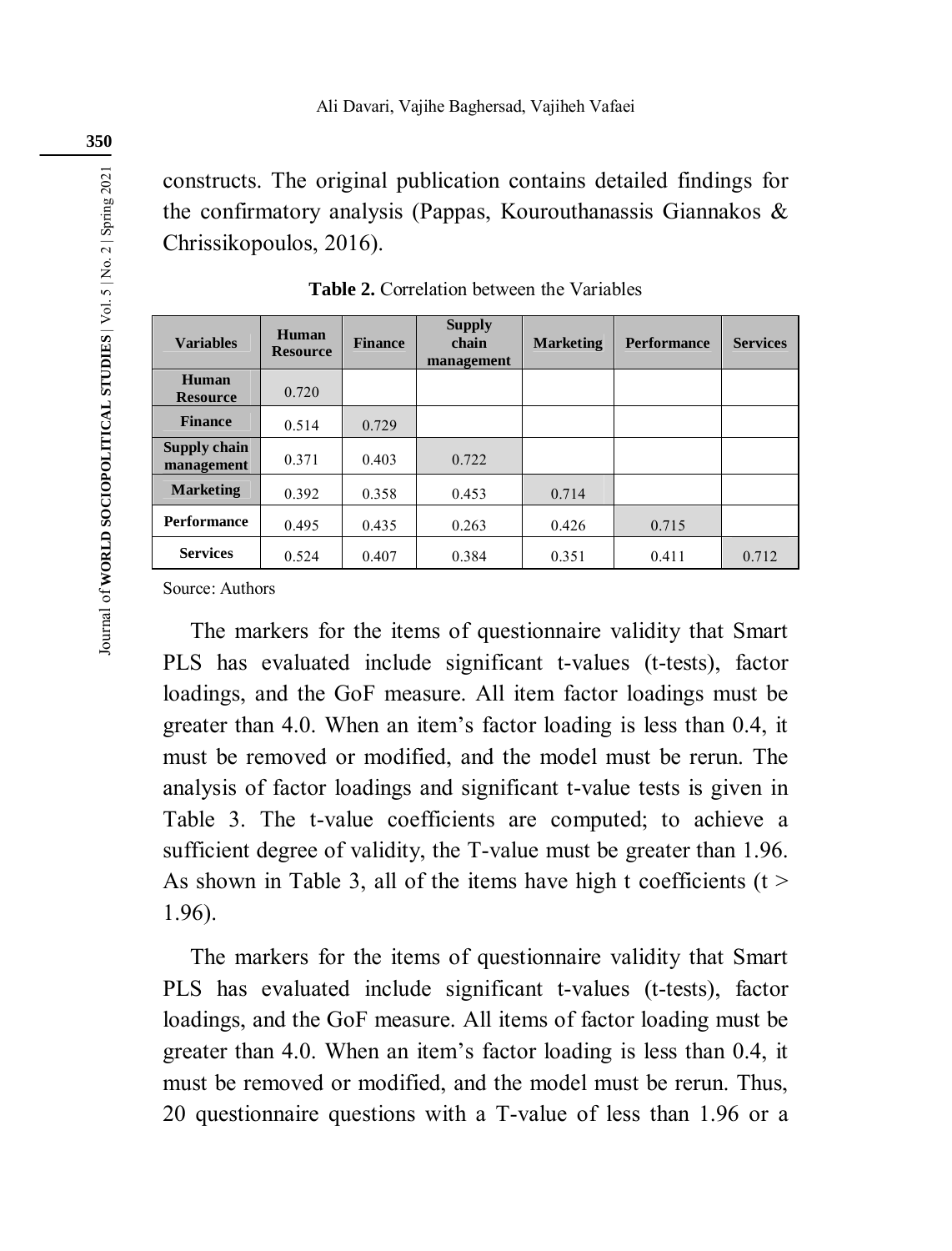constructs. The original publication contains detailed findings for the confirmatory analysis (Pappas, Kourouthanassis Giannakos & Chrissikopoulos, 2016).

**Table 2.** Correlation between the Variables

| Variables | Human Resource | Finance | Supply chain management | Marketing | Performance | Services |
|---|---|---|---|---|---|---|
| **Human Resource** | 0.720 | | | | | |
| **Finance** | 0.514 | 0.729 | | | | |
| **Supply chain management** | 0.371 | 0.403 | 0.722 | | | |
| **Marketing** | 0.392 | 0.358 | 0.453 | 0.714 | | |
| **Performance** | 0.495 | 0.435 | 0.263 | 0.426 | 0.715 | |
| **Services** | 0.524 | 0.407 | 0.384 | 0.351 | 0.411 | 0.712 |

Source: Authors

The markers for the items of questionnaire validity that Smart PLS has evaluated include significant t-values (t-tests), factor loadings, and the GoF measure. All item factor loadings must be greater than 4.0. When an item's factor loading is less than 0.4, it must be removed or modified, and the model must be rerun. The analysis of factor loadings and significant t-value tests is given in Table 3. The t-value coefficients are computed; to achieve a sufficient degree of validity, the T-value must be greater than 1.96. As shown in Table 3, all of the items have high t coefficients ($t > 1.96$).

The markers for the items of questionnaire validity that Smart PLS has evaluated include significant t-values (t-tests), factor loadings, and the GoF measure. All items of factor loading must be greater than 4.0. When an item's factor loading is less than 0.4, it must be removed or modified, and the model must be rerun. Thus, 20 questionnaire questions with a T-value of less than 1.96 or a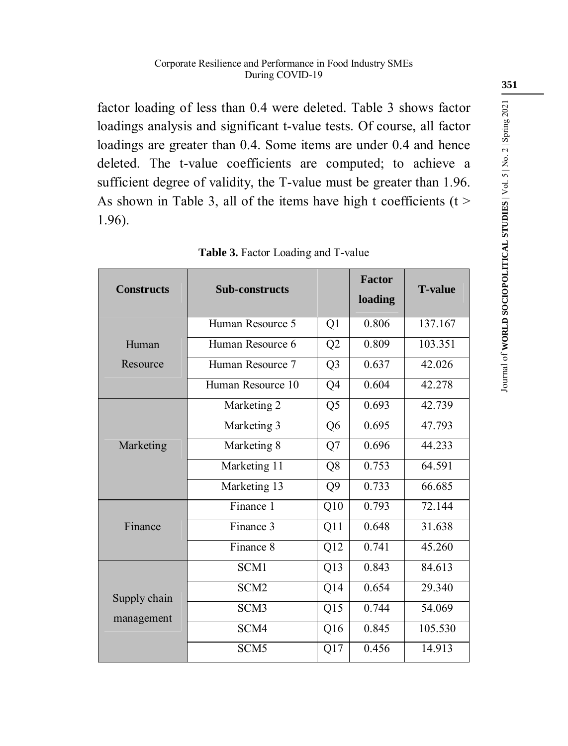factor loading of less than 0.4 were deleted. Table 3 shows factor loadings analysis and significant t-value tests. Of course, all factor loadings are greater than 0.4. Some items are under 0.4 and hence deleted. The t-value coefficients are computed; to achieve a sufficient degree of validity, the T-value must be greater than 1.96. As shown in Table 3, all of the items have high t coefficients ($t > 1.96$).

**Table 3.** Factor Loading and T-value

| Constructs | Sub-constructs | | Factor loading | T-value |
|---|---|---|---|---|
| Human Resource | Human Resource 5 | Q1 | 0.806 | 137.167 |
| | Human Resource 6 | Q2 | 0.809 | 103.351 |
| | Human Resource 7 | Q3 | 0.637 | 42.026 |
| | Human Resource 10 | Q4 | 0.604 | 42.278 |
| Marketing | Marketing 2 | Q5 | 0.693 | 42.739 |
| | Marketing 3 | Q6 | 0.695 | 47.793 |
| | Marketing 8 | Q7 | 0.696 | 44.233 |
| | Marketing 11 | Q8 | 0.753 | 64.591 |
| | Marketing 13 | Q9 | 0.733 | 66.685 |
| Finance | Finance 1 | Q10 | 0.793 | 72.144 |
| | Finance 3 | Q11 | 0.648 | 31.638 |
| | Finance 8 | Q12 | 0.741 | 45.260 |
| Supply chain management | SCM1 | Q13 | 0.843 | 84.613 |
| | SCM2 | Q14 | 0.654 | 29.340 |
| | SCM3 | Q15 | 0.744 | 54.069 |
| | SCM4 | Q16 | 0.845 | 105.530 |
| | SCM5 | Q17 | 0.456 | 14.913 |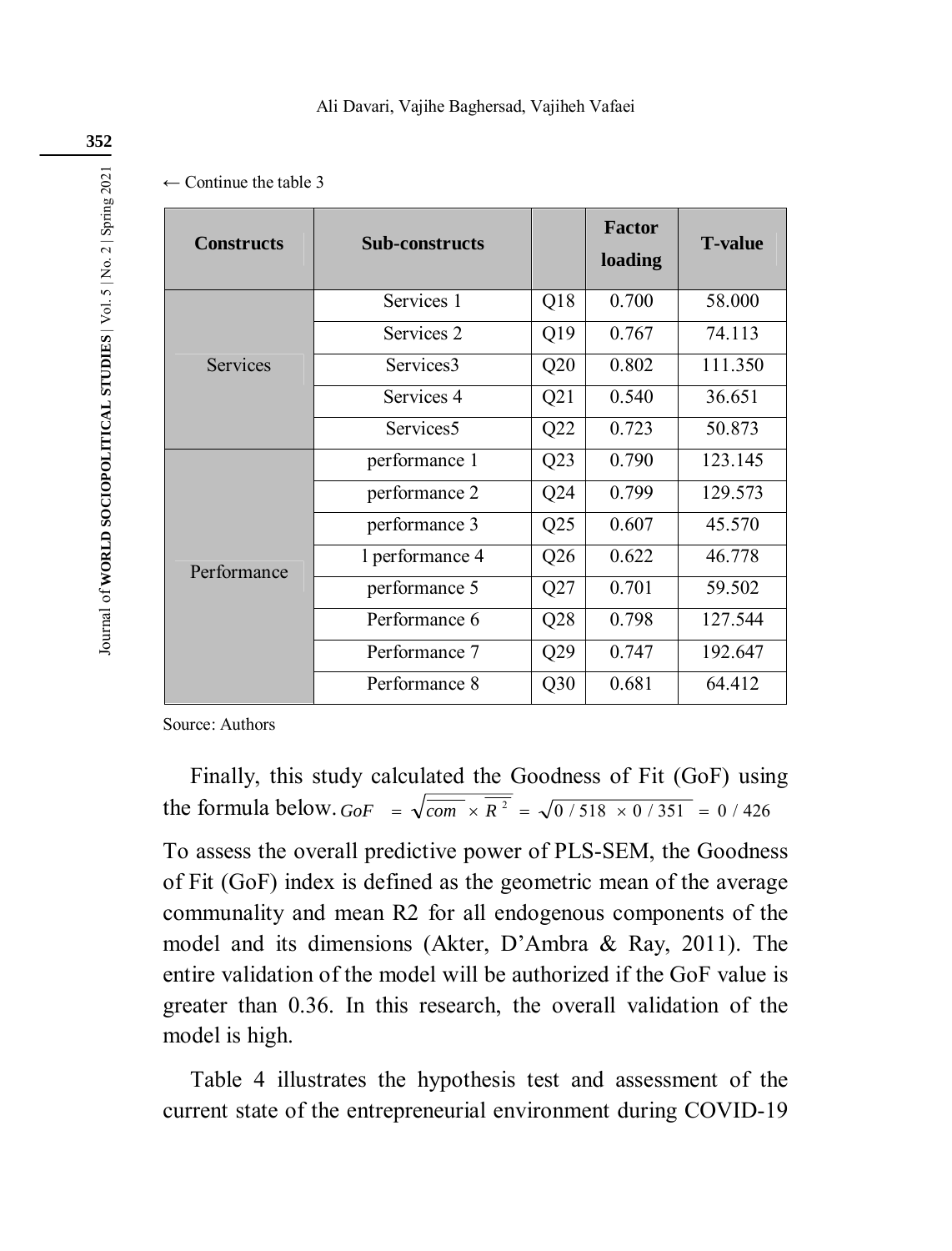← Continue the table 3

| Constructs | Sub-constructs | | Factor loading | T-value |
|---|---|---|---|---|
| Services | Services 1 | Q18 | 0.700 | 58.000 |
| | Services 2 | Q19 | 0.767 | 74.113 |
| | Services3 | Q20 | 0.802 | 111.350 |
| | Services 4 | Q21 | 0.540 | 36.651 |
| | Services5 | Q22 | 0.723 | 50.873 |
| Performance | performance 1 | Q23 | 0.790 | 123.145 |
| | performance 2 | Q24 | 0.799 | 129.573 |
| | performance 3 | Q25 | 0.607 | 45.570 |
| | l performance 4 | Q26 | 0.622 | 46.778 |
| | performance 5 | Q27 | 0.701 | 59.502 |
| | Performance 6 | Q28 | 0.798 | 127.544 |
| | Performance 7 | Q29 | 0.747 | 192.647 |
| | Performance 8 | Q30 | 0.681 | 64.412 |

Source: Authors

Finally, this study calculated the Goodness of Fit (GoF) using the formula below. $GoF = \sqrt{\overline{com} \times \overline{R^2}} = \sqrt{0/518 \times 0/351} = 0/426$

To assess the overall predictive power of PLS-SEM, the Goodness of Fit (GoF) index is defined as the geometric mean of the average communality and mean R2 for all endogenous components of the model and its dimensions (Akter, D'Ambra & Ray, 2011). The entire validation of the model will be authorized if the GoF value is greater than 0.36. In this research, the overall validation of the model is high.

Table 4 illustrates the hypothesis test and assessment of the current state of the entrepreneurial environment during COVID-19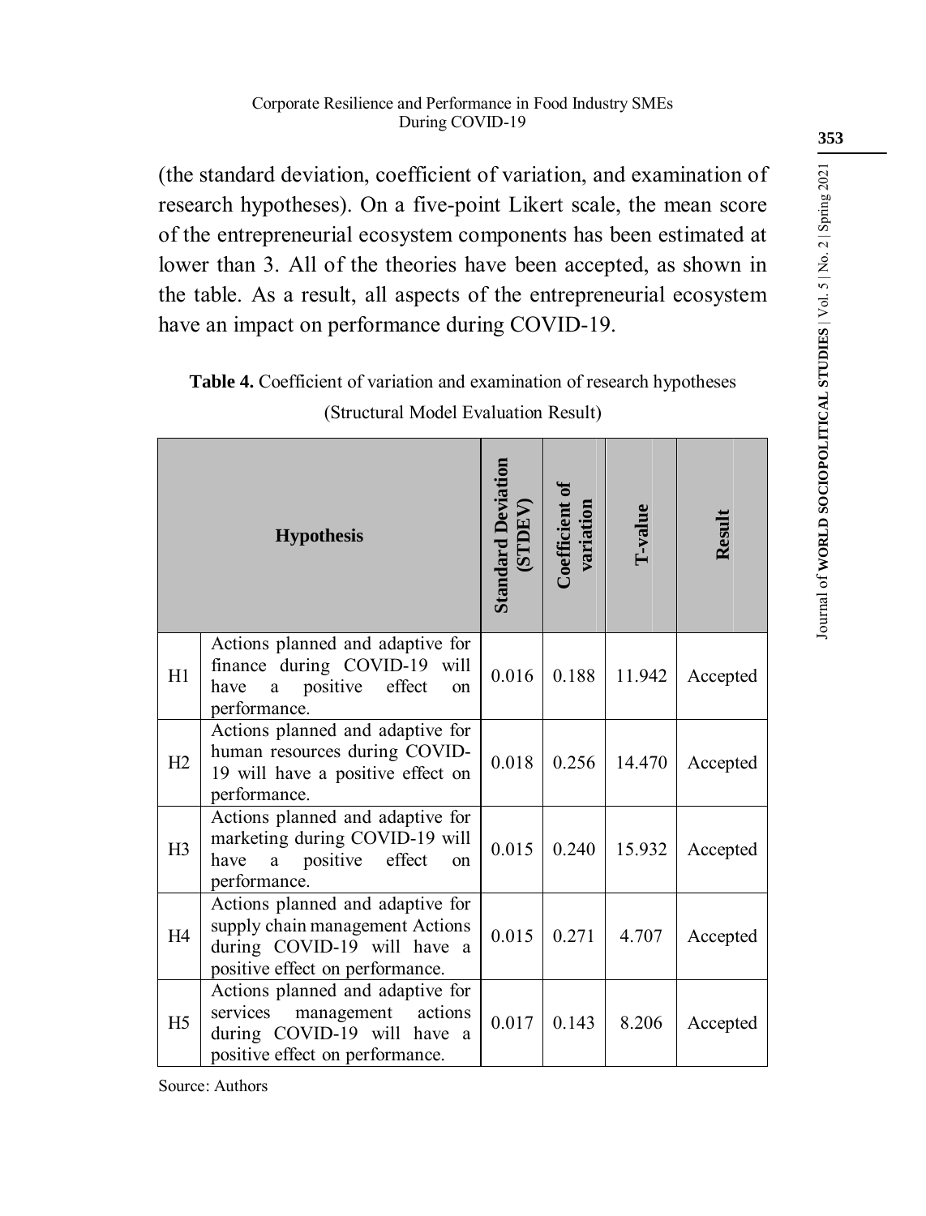(the standard deviation, coefficient of variation, and examination of research hypotheses). On a five-point Likert scale, the mean score of the entrepreneurial ecosystem components has been estimated at lower than 3. All of the theories have been accepted, as shown in the table. As a result, all aspects of the entrepreneurial ecosystem have an impact on performance during COVID-19.

**Table 4.** Coefficient of variation and examination of research hypotheses (Structural Model Evaluation Result)

| Hypothesis | | Standard Deviation (STDEV) | Coefficient of variation | T-value | Result |
|---|---|---|---|---|---|
| H1 | Actions planned and adaptive for finance during COVID-19 will have a positive effect on performance. | 0.016 | 0.188 | 11.942 | Accepted |
| H2 | Actions planned and adaptive for human resources during COVID-19 will have a positive effect on performance. | 0.018 | 0.256 | 14.470 | Accepted |
| H3 | Actions planned and adaptive for marketing during COVID-19 will have a positive effect on performance. | 0.015 | 0.240 | 15.932 | Accepted |
| H4 | Actions planned and adaptive for supply chain management Actions during COVID-19 will have a positive effect on performance. | 0.015 | 0.271 | 4.707 | Accepted |
| H5 | Actions planned and adaptive for services management actions during COVID-19 will have a positive effect on performance. | 0.017 | 0.143 | 8.206 | Accepted |

Source: Authors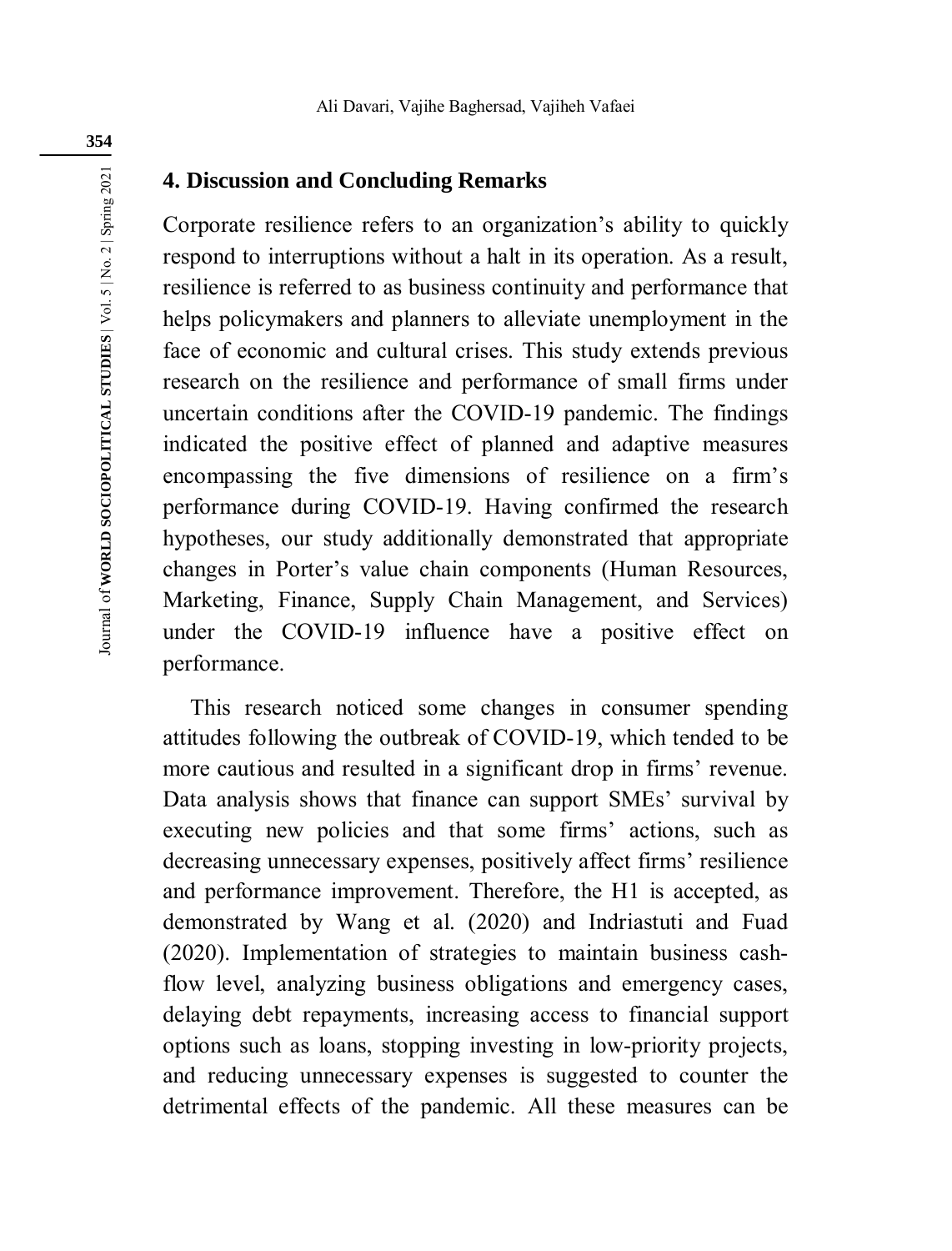## 4. Discussion and Concluding Remarks

Corporate resilience refers to an organization's ability to quickly respond to interruptions without a halt in its operation. As a result, resilience is referred to as business continuity and performance that helps policymakers and planners to alleviate unemployment in the face of economic and cultural crises. This study extends previous research on the resilience and performance of small firms under uncertain conditions after the COVID-19 pandemic. The findings indicated the positive effect of planned and adaptive measures encompassing the five dimensions of resilience on a firm's performance during COVID-19. Having confirmed the research hypotheses, our study additionally demonstrated that appropriate changes in Porter's value chain components (Human Resources, Marketing, Finance, Supply Chain Management, and Services) under the COVID-19 influence have a positive effect on performance.

This research noticed some changes in consumer spending attitudes following the outbreak of COVID-19, which tended to be more cautious and resulted in a significant drop in firms' revenue. Data analysis shows that finance can support SMEs' survival by executing new policies and that some firms' actions, such as decreasing unnecessary expenses, positively affect firms' resilience and performance improvement. Therefore, the H1 is accepted, as demonstrated by Wang et al. (2020) and Indriastuti and Fuad (2020). Implementation of strategies to maintain business cash-flow level, analyzing business obligations and emergency cases, delaying debt repayments, increasing access to financial support options such as loans, stopping investing in low-priority projects, and reducing unnecessary expenses is suggested to counter the detrimental effects of the pandemic. All these measures can be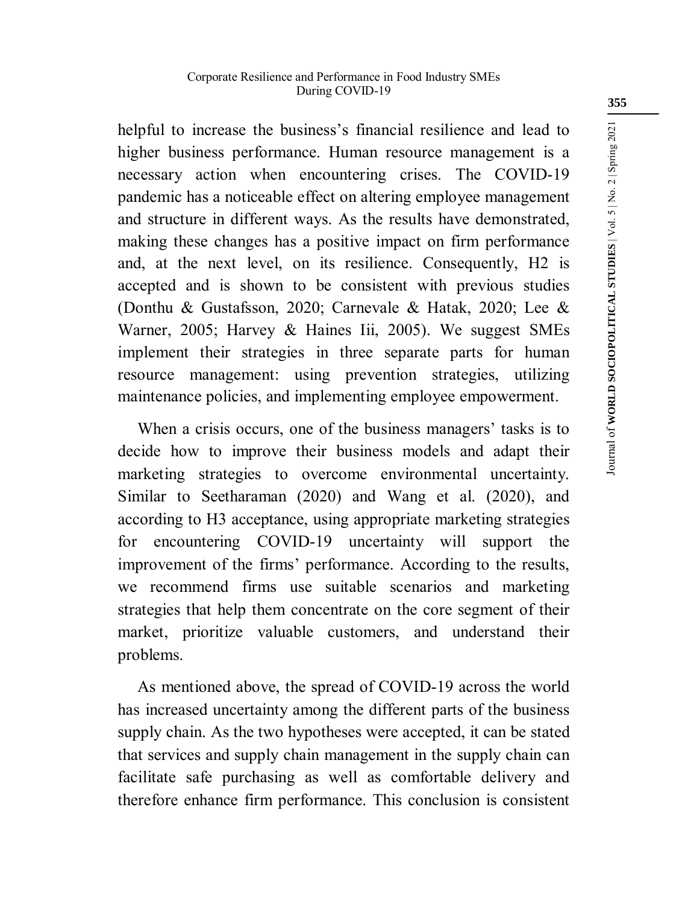helpful to increase the business's financial resilience and lead to higher business performance. Human resource management is a necessary action when encountering crises. The COVID-19 pandemic has a noticeable effect on altering employee management and structure in different ways. As the results have demonstrated, making these changes has a positive impact on firm performance and, at the next level, on its resilience. Consequently, H2 is accepted and is shown to be consistent with previous studies (Donthu & Gustafsson, 2020; Carnevale & Hatak, 2020; Lee & Warner, 2005; Harvey & Haines Iii, 2005). We suggest SMEs implement their strategies in three separate parts for human resource management: using prevention strategies, utilizing maintenance policies, and implementing employee empowerment.

When a crisis occurs, one of the business managers' tasks is to decide how to improve their business models and adapt their marketing strategies to overcome environmental uncertainty. Similar to Seetharaman (2020) and Wang et al. (2020), and according to H3 acceptance, using appropriate marketing strategies for encountering COVID-19 uncertainty will support the improvement of the firms' performance. According to the results, we recommend firms use suitable scenarios and marketing strategies that help them concentrate on the core segment of their market, prioritize valuable customers, and understand their problems.

As mentioned above, the spread of COVID-19 across the world has increased uncertainty among the different parts of the business supply chain. As the two hypotheses were accepted, it can be stated that services and supply chain management in the supply chain can facilitate safe purchasing as well as comfortable delivery and therefore enhance firm performance. This conclusion is consistent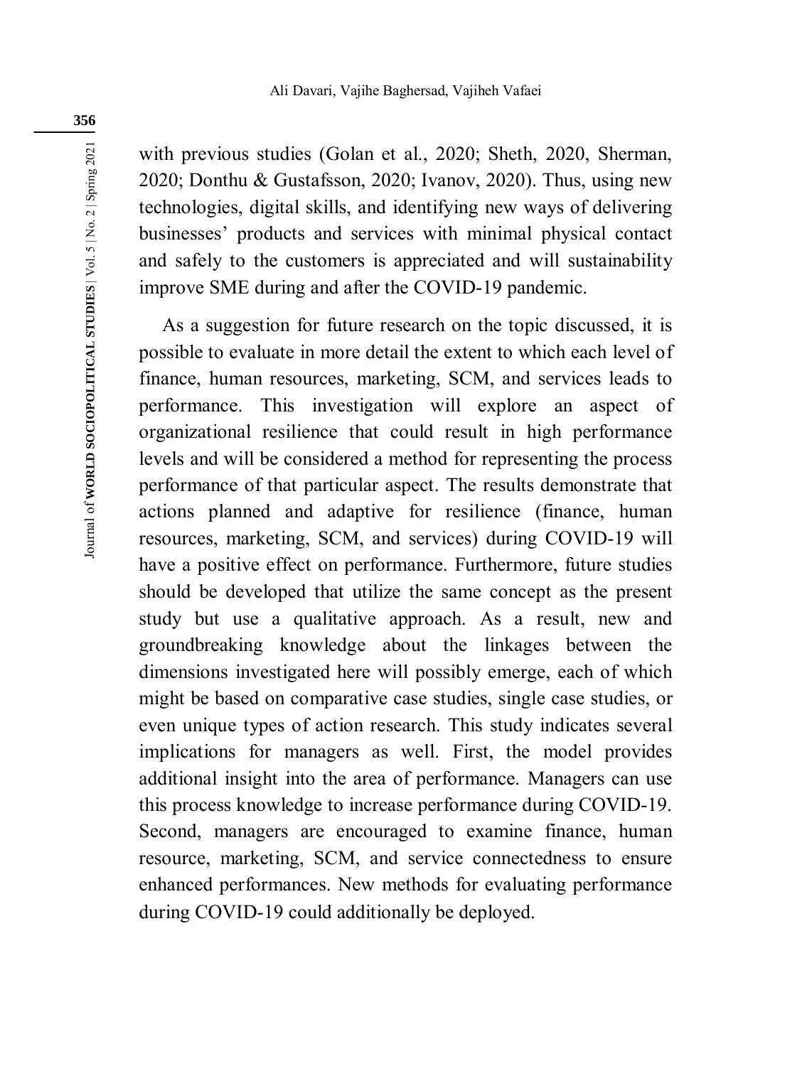with previous studies (Golan et al., 2020; Sheth, 2020, Sherman, 2020; Donthu & Gustafsson, 2020; Ivanov, 2020). Thus, using new technologies, digital skills, and identifying new ways of delivering businesses' products and services with minimal physical contact and safely to the customers is appreciated and will sustainability improve SME during and after the COVID-19 pandemic.

As a suggestion for future research on the topic discussed, it is possible to evaluate in more detail the extent to which each level of finance, human resources, marketing, SCM, and services leads to performance. This investigation will explore an aspect of organizational resilience that could result in high performance levels and will be considered a method for representing the process performance of that particular aspect. The results demonstrate that actions planned and adaptive for resilience (finance, human resources, marketing, SCM, and services) during COVID-19 will have a positive effect on performance. Furthermore, future studies should be developed that utilize the same concept as the present study but use a qualitative approach. As a result, new and groundbreaking knowledge about the linkages between the dimensions investigated here will possibly emerge, each of which might be based on comparative case studies, single case studies, or even unique types of action research. This study indicates several implications for managers as well. First, the model provides additional insight into the area of performance. Managers can use this process knowledge to increase performance during COVID-19. Second, managers are encouraged to examine finance, human resource, marketing, SCM, and service connectedness to ensure enhanced performances. New methods for evaluating performance during COVID-19 could additionally be deployed.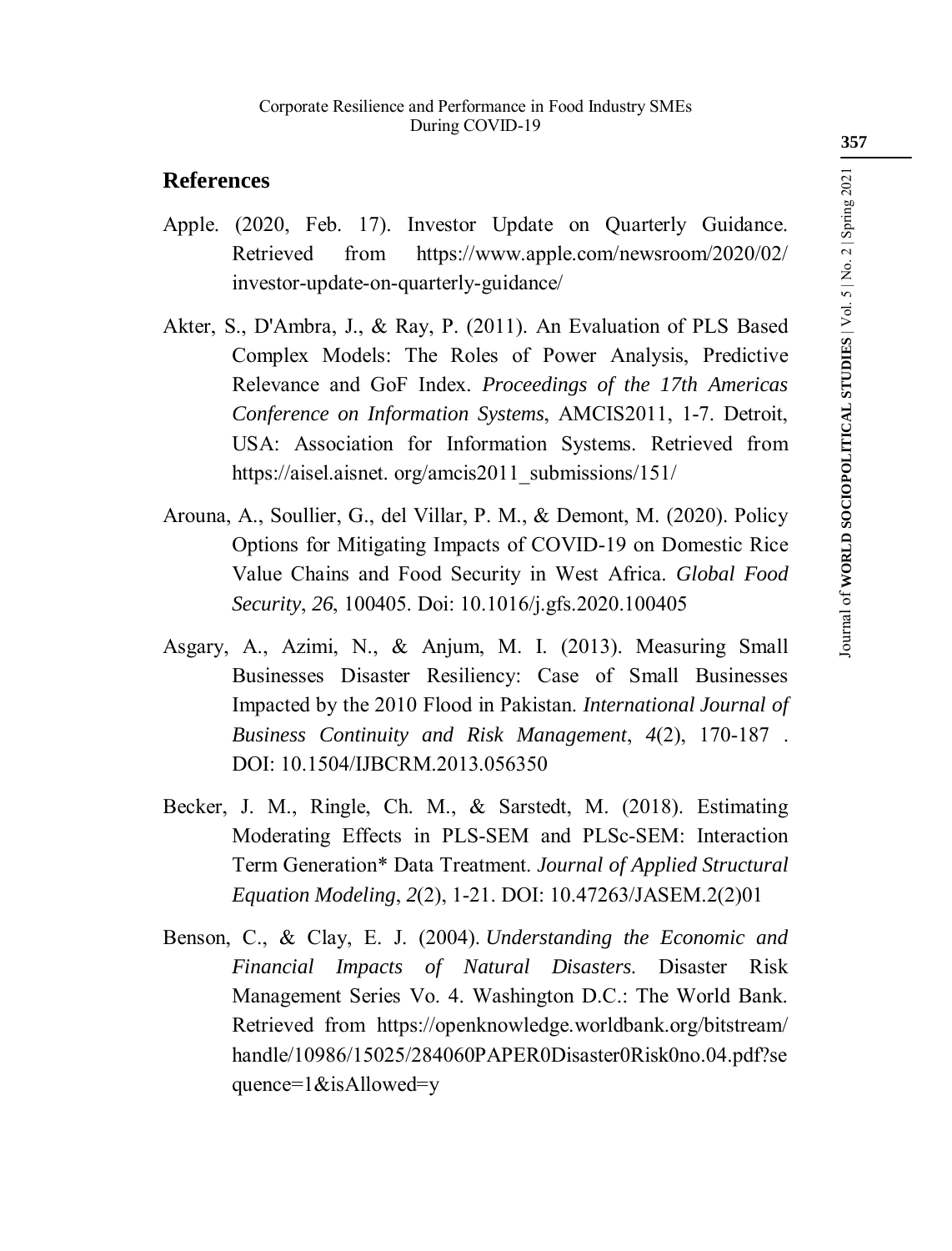## References

Apple. (2020, Feb. 17). Investor Update on Quarterly Guidance. Retrieved from https://www.apple.com/newsroom/2020/02/investor-update-on-quarterly-guidance/

Akter, S., D'Ambra, J., & Ray, P. (2011). An Evaluation of PLS Based Complex Models: The Roles of Power Analysis, Predictive Relevance and GoF Index. *Proceedings of the 17th Americas Conference on Information Systems*, AMCIS2011, 1-7. Detroit, USA: Association for Information Systems. Retrieved from https://aisel.aisnet. org/amcis2011_submissions/151/

Arouna, A., Soullier, G., del Villar, P. M., & Demont, M. (2020). Policy Options for Mitigating Impacts of COVID-19 on Domestic Rice Value Chains and Food Security in West Africa. *Global Food Security*, *26*, 100405. Doi: 10.1016/j.gfs.2020.100405

Asgary, A., Azimi, N., & Anjum, M. I. (2013). Measuring Small Businesses Disaster Resiliency: Case of Small Businesses Impacted by the 2010 Flood in Pakistan. *International Journal of Business Continuity and Risk Management*, *4*(2), 170-187 . DOI: 10.1504/IJBCRM.2013.056350

Becker, J. M., Ringle, Ch. M., & Sarstedt, M. (2018). Estimating Moderating Effects in PLS-SEM and PLSc-SEM: Interaction Term Generation* Data Treatment. *Journal of Applied Structural Equation Modeling*, *2*(2), 1-21. DOI: 10.47263/JASEM.2(2)01

Benson, C., & Clay, E. J. (2004). *Understanding the Economic and Financial Impacts of Natural Disasters*. Disaster Risk Management Series Vo. 4. Washington D.C.: The World Bank. Retrieved from https://openknowledge.worldbank.org/bitstream/handle/10986/15025/284060PAPER0Disaster0Risk0no.04.pdf?sequence=1&isAllowed=y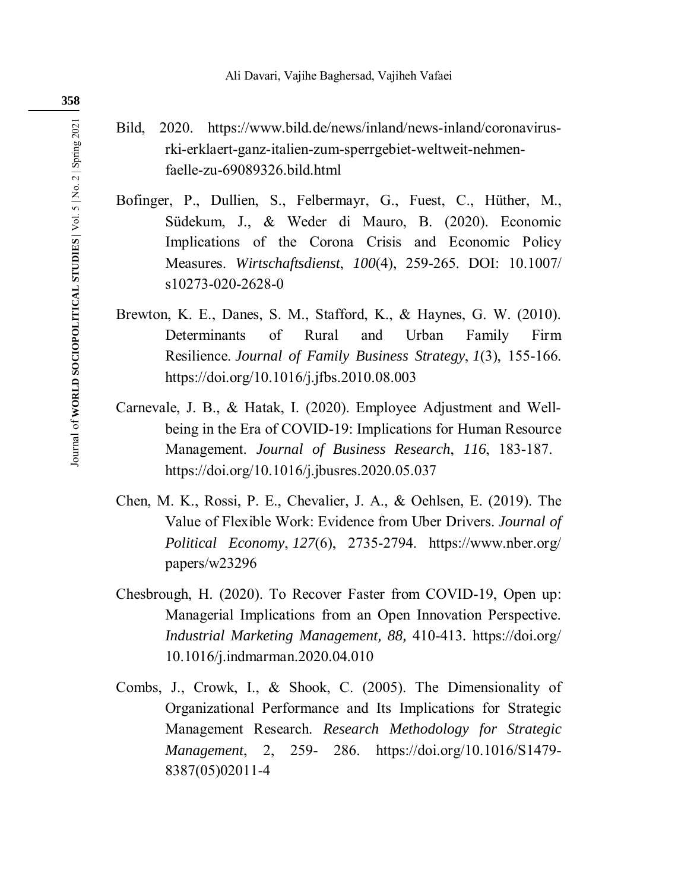Bild, 2020. https://www.bild.de/news/inland/news-inland/coronavirus-rki-erklaert-ganz-italien-zum-sperrgebiet-weltweit-nehmen-faelle-zu-69089326.bild.html

Bofinger, P., Dullien, S., Felbermayr, G., Fuest, C., Hüther, M., Südekum, J., & Weder di Mauro, B. (2020). Economic Implications of the Corona Crisis and Economic Policy Measures. *Wirtschaftsdienst*, *100*(4), 259-265. DOI: 10.1007/s10273-020-2628-0

Brewton, K. E., Danes, S. M., Stafford, K., & Haynes, G. W. (2010). Determinants of Rural and Urban Family Firm Resilience. *Journal of Family Business Strategy*, *1*(3), 155-166. https://doi.org/10.1016/j.jfbs.2010.08.003

Carnevale, J. B., & Hatak, I. (2020). Employee Adjustment and Well-being in the Era of COVID-19: Implications for Human Resource Management. *Journal of Business Research*, *116*, 183-187. https://doi.org/10.1016/j.jbusres.2020.05.037

Chen, M. K., Rossi, P. E., Chevalier, J. A., & Oehlsen, E. (2019). The Value of Flexible Work: Evidence from Uber Drivers. *Journal of Political Economy*, *127*(6), 2735-2794. https://www.nber.org/papers/w23296

Chesbrough, H. (2020). To Recover Faster from COVID-19, Open up: Managerial Implications from an Open Innovation Perspective. *Industrial Marketing Management, 88,* 410-413. https://doi.org/10.1016/j.indmarman.2020.04.010

Combs, J., Crowk, I., & Shook, C. (2005). The Dimensionality of Organizational Performance and Its Implications for Strategic Management Research. *Research Methodology for Strategic Management*, 2, 259- 286. https://doi.org/10.1016/S1479-8387(05)02011-4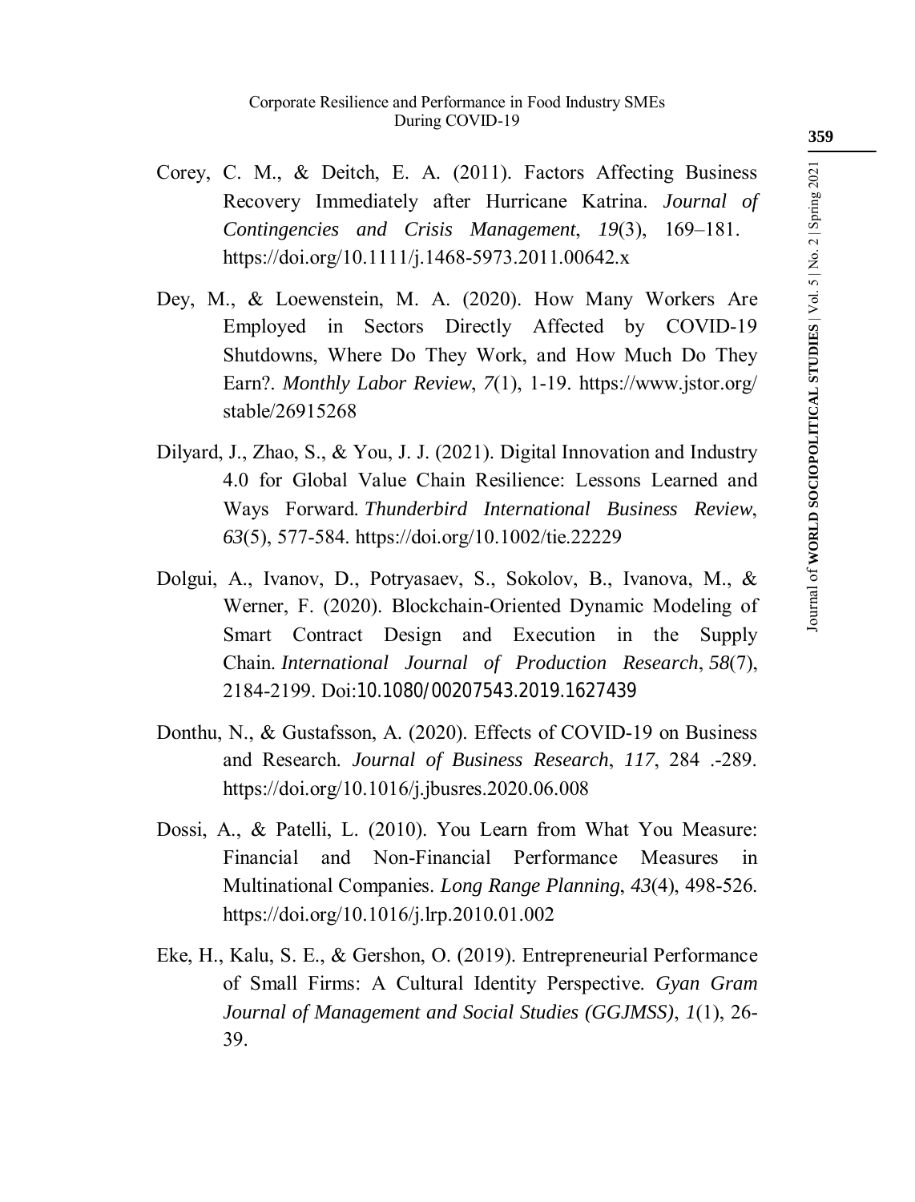Corey, C. M., & Deitch, E. A. (2011). Factors Affecting Business Recovery Immediately after Hurricane Katrina. *Journal of Contingencies and Crisis Management*, *19*(3), 169–181. https://doi.org/10.1111/j.1468-5973.2011.00642.x

Dey, M., & Loewenstein, M. A. (2020). How Many Workers Are Employed in Sectors Directly Affected by COVID-19 Shutdowns, Where Do They Work, and How Much Do They Earn?. *Monthly Labor Review*, *7*(1), 1-19. https://www.jstor.org/stable/26915268

Dilyard, J., Zhao, S., & You, J. J. (2021). Digital Innovation and Industry 4.0 for Global Value Chain Resilience: Lessons Learned and Ways Forward. *Thunderbird International Business Review*, *63*(5), 577-584. https://doi.org/10.1002/tie.22229

Dolgui, A., Ivanov, D., Potryasaev, S., Sokolov, B., Ivanova, M., & Werner, F. (2020). Blockchain-Oriented Dynamic Modeling of Smart Contract Design and Execution in the Supply Chain. *International Journal of Production Research*, *58*(7), 2184-2199. Doi:10.1080/00207543.2019.1627439

Donthu, N., & Gustafsson, A. (2020). Effects of COVID-19 on Business and Research. *Journal of Business Research*, *117*, 284 .-289. https://doi.org/10.1016/j.jbusres.2020.06.008

Dossi, A., & Patelli, L. (2010). You Learn from What You Measure: Financial and Non-Financial Performance Measures in Multinational Companies. *Long Range Planning*, *43*(4), 498-526. https://doi.org/10.1016/j.lrp.2010.01.002

Eke, H., Kalu, S. E., & Gershon, O. (2019). Entrepreneurial Performance of Small Firms: A Cultural Identity Perspective. *Gyan Gram Journal of Management and Social Studies (GGJMSS)*, *1*(1), 26-39.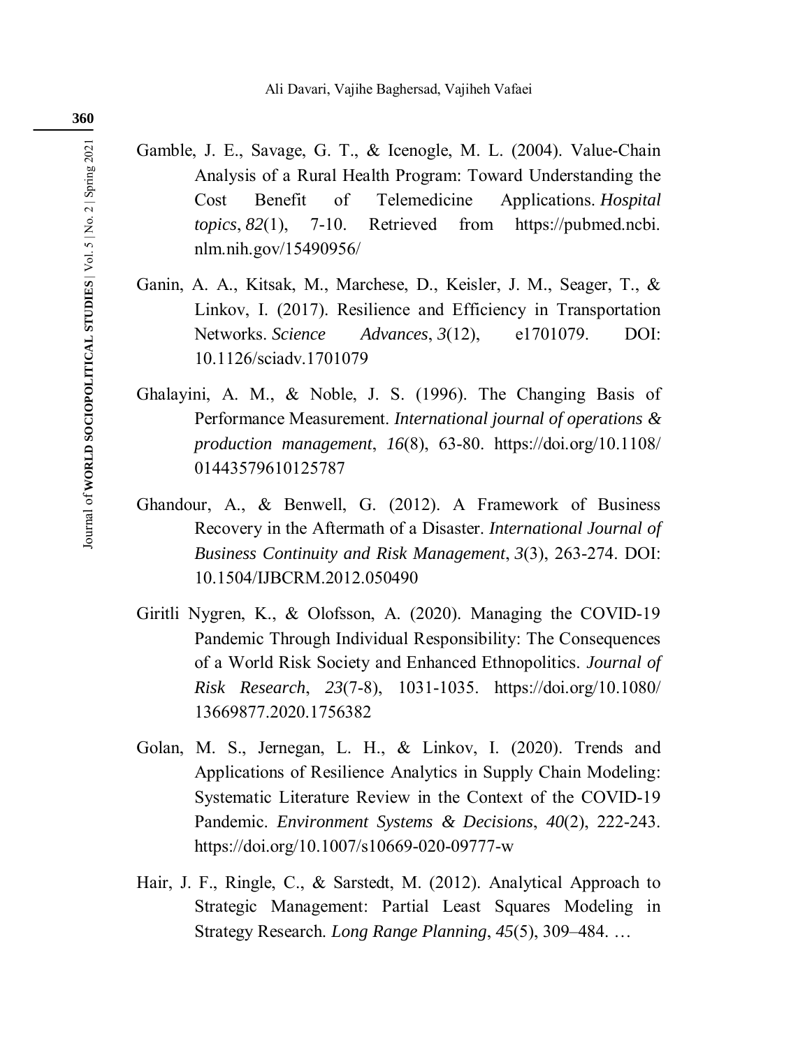Gamble, J. E., Savage, G. T., & Icenogle, M. L. (2004). Value-Chain Analysis of a Rural Health Program: Toward Understanding the Cost Benefit of Telemedicine Applications. *Hospital topics*, *82*(1), 7-10. Retrieved from https://pubmed.ncbi.nlm.nih.gov/15490956/

Ganin, A. A., Kitsak, M., Marchese, D., Keisler, J. M., Seager, T., & Linkov, I. (2017). Resilience and Efficiency in Transportation Networks. *Science Advances*, *3*(12), e1701079. DOI: 10.1126/sciadv.1701079

Ghalayini, A. M., & Noble, J. S. (1996). The Changing Basis of Performance Measurement. *International journal of operations & production management*, *16*(8), 63-80. https://doi.org/10.1108/01443579610125787

Ghandour, A., & Benwell, G. (2012). A Framework of Business Recovery in the Aftermath of a Disaster. *International Journal of Business Continuity and Risk Management*, *3*(3), 263-274. DOI: 10.1504/IJBCRM.2012.050490

Giritli Nygren, K., & Olofsson, A. (2020). Managing the COVID-19 Pandemic Through Individual Responsibility: The Consequences of a World Risk Society and Enhanced Ethnopolitics. *Journal of Risk Research*, *23*(7-8), 1031-1035. https://doi.org/10.1080/13669877.2020.1756382

Golan, M. S., Jernegan, L. H., & Linkov, I. (2020). Trends and Applications of Resilience Analytics in Supply Chain Modeling: Systematic Literature Review in the Context of the COVID-19 Pandemic. *Environment Systems & Decisions*, *40*(2), 222-243. https://doi.org/10.1007/s10669-020-09777-w

Hair, J. F., Ringle, C., & Sarstedt, M. (2012). Analytical Approach to Strategic Management: Partial Least Squares Modeling in Strategy Research. *Long Range Planning*, *45*(5), 309–484. …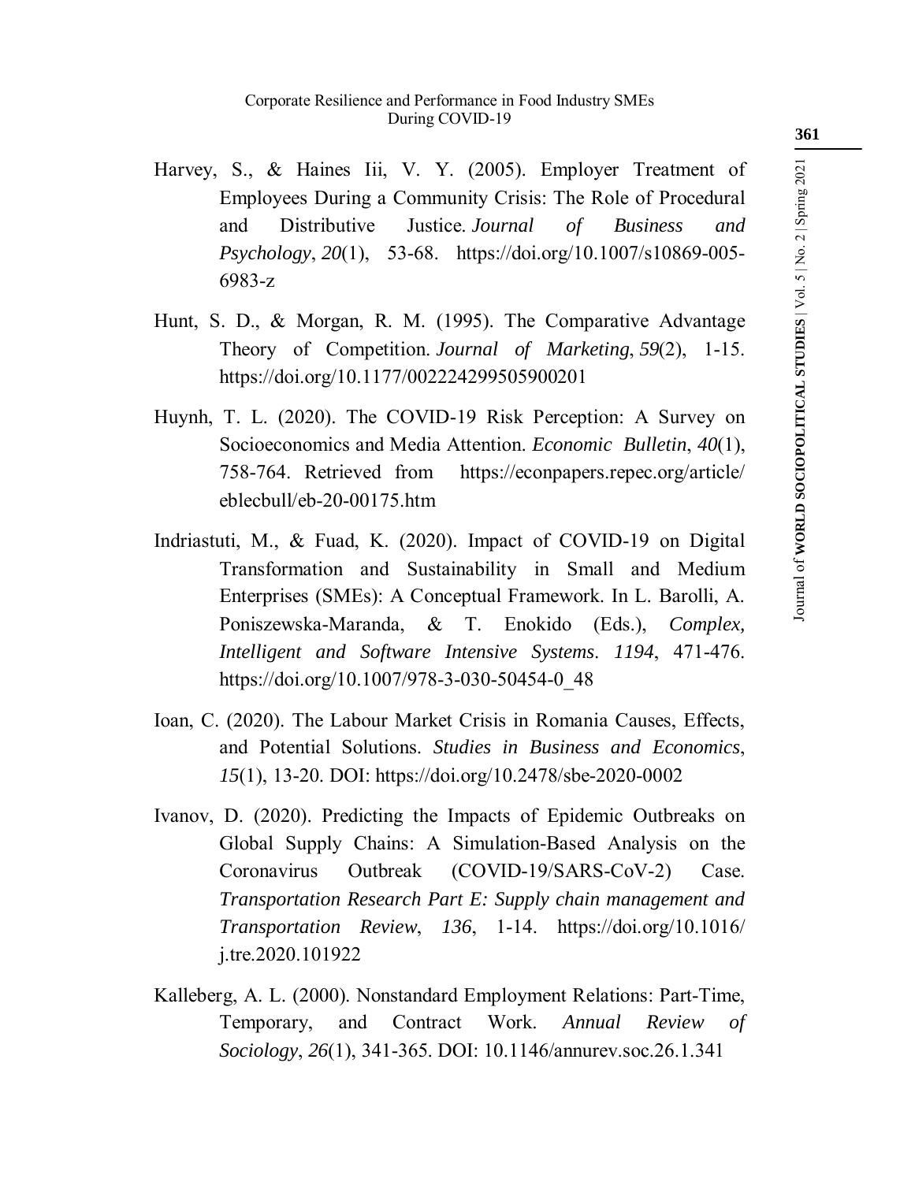Harvey, S., & Haines Iii, V. Y. (2005). Employer Treatment of Employees During a Community Crisis: The Role of Procedural and Distributive Justice. *Journal of Business and Psychology*, *20*(1), 53-68. https://doi.org/10.1007/s10869-005-6983-z

Hunt, S. D., & Morgan, R. M. (1995). The Comparative Advantage Theory of Competition. *Journal of Marketing*, *59*(2), 1-15. https://doi.org/10.1177/002224299505900201

Huynh, T. L. (2020). The COVID-19 Risk Perception: A Survey on Socioeconomics and Media Attention. *Economic Bulletin*, *40*(1), 758-764. Retrieved from https://econpapers.repec.org/article/eblecbull/eb-20-00175.htm

Indriastuti, M., & Fuad, K. (2020). Impact of COVID-19 on Digital Transformation and Sustainability in Small and Medium Enterprises (SMEs): A Conceptual Framework. In L. Barolli, A. Poniszewska-Maranda, & T. Enokido (Eds.), *Complex, Intelligent and Software Intensive Systems*. *1194*, 471-476. https://doi.org/10.1007/978-3-030-50454-0_48

Ioan, C. (2020). The Labour Market Crisis in Romania Causes, Effects, and Potential Solutions. *Studies in Business and Economics*, *15*(1), 13-20. DOI: https://doi.org/10.2478/sbe-2020-0002

Ivanov, D. (2020). Predicting the Impacts of Epidemic Outbreaks on Global Supply Chains: A Simulation-Based Analysis on the Coronavirus Outbreak (COVID-19/SARS-CoV-2) Case. *Transportation Research Part E: Supply chain management and Transportation Review*, *136*, 1-14. https://doi.org/10.1016/j.tre.2020.101922

Kalleberg, A. L. (2000). Nonstandard Employment Relations: Part-Time, Temporary, and Contract Work. *Annual Review of Sociology*, *26*(1), 341-365. DOI: 10.1146/annurev.soc.26.1.341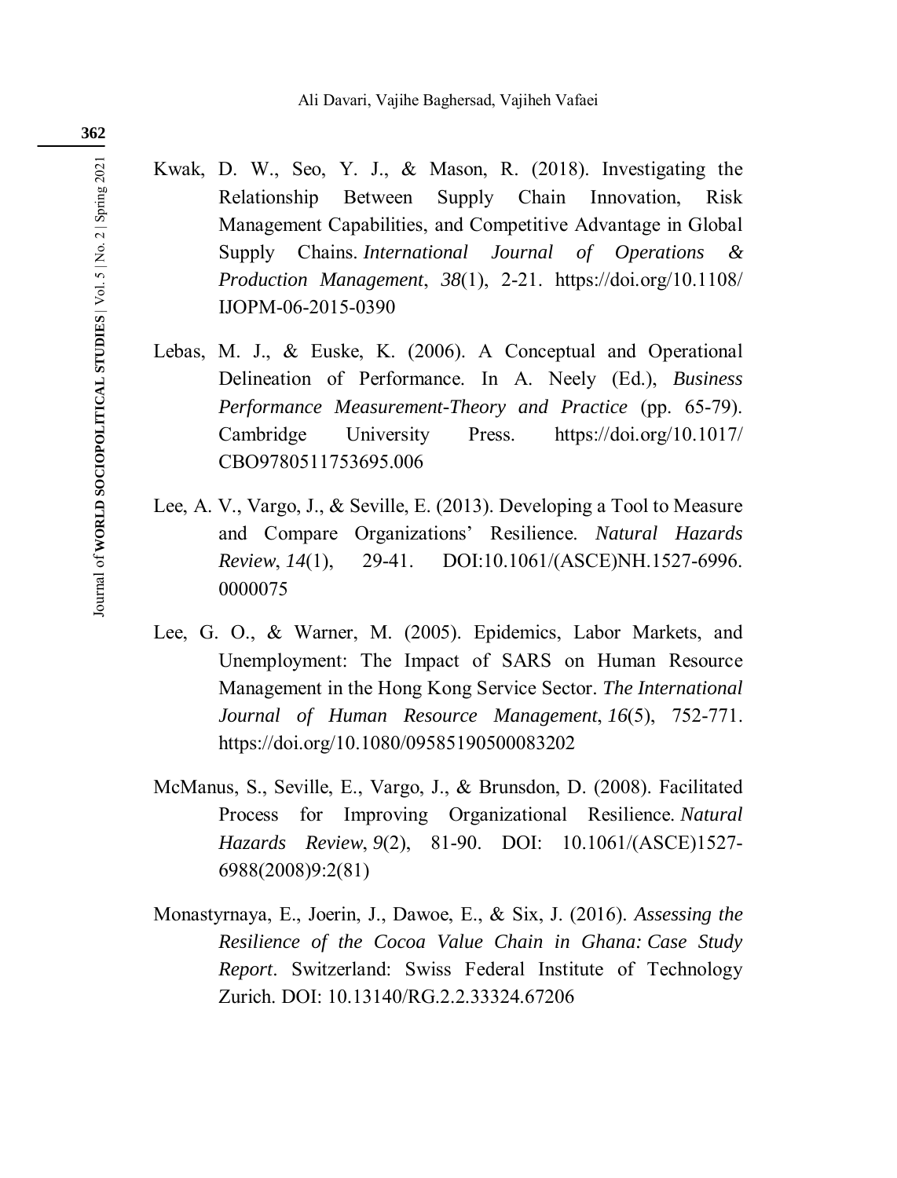Kwak, D. W., Seo, Y. J., & Mason, R. (2018). Investigating the Relationship Between Supply Chain Innovation, Risk Management Capabilities, and Competitive Advantage in Global Supply Chains. *International Journal of Operations & Production Management*, *38*(1), 2-21. https://doi.org/10.1108/IJOPM-06-2015-0390

Lebas, M. J., & Euske, K. (2006). A Conceptual and Operational Delineation of Performance. In A. Neely (Ed.), *Business Performance Measurement-Theory and Practice* (pp. 65-79). Cambridge University Press. https://doi.org/10.1017/CBO9780511753695.006

Lee, A. V., Vargo, J., & Seville, E. (2013). Developing a Tool to Measure and Compare Organizations' Resilience. *Natural Hazards Review*, *14*(1), 29-41. DOI:10.1061/(ASCE)NH.1527-6996.0000075

Lee, G. O., & Warner, M. (2005). Epidemics, Labor Markets, and Unemployment: The Impact of SARS on Human Resource Management in the Hong Kong Service Sector. *The International Journal of Human Resource Management*, *16*(5), 752-771. https://doi.org/10.1080/09585190500083202

McManus, S., Seville, E., Vargo, J., & Brunsdon, D. (2008). Facilitated Process for Improving Organizational Resilience. *Natural Hazards Review*, *9*(2), 81-90. DOI: 10.1061/(ASCE)1527-6988(2008)9:2(81)

Monastyrnaya, E., Joerin, J., Dawoe, E., & Six, J. (2016). *Assessing the Resilience of the Cocoa Value Chain in Ghana: Case Study Report*. Switzerland: Swiss Federal Institute of Technology Zurich. DOI: 10.13140/RG.2.2.33324.67206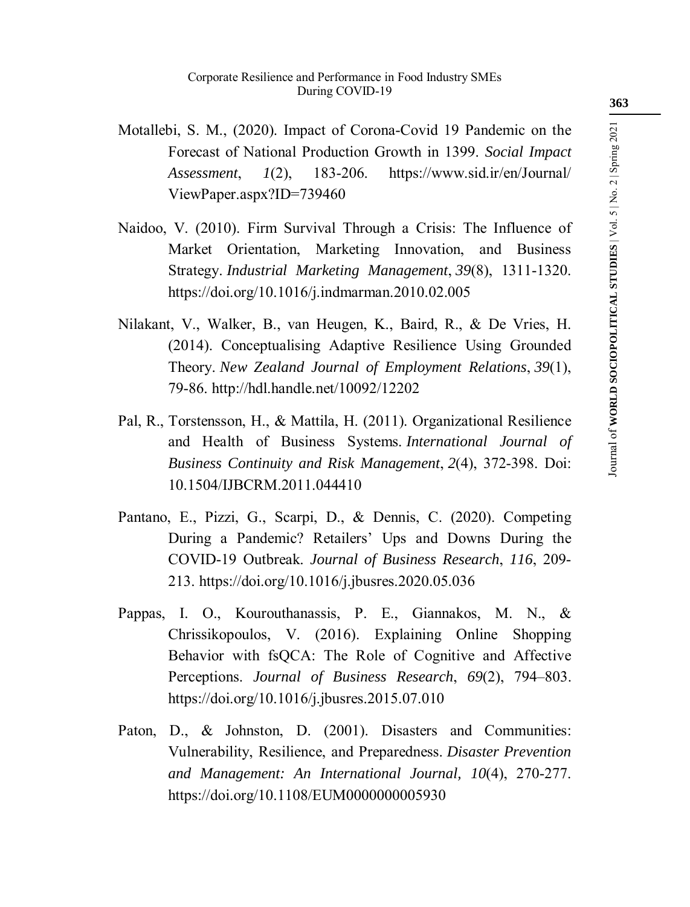Motallebi, S. M., (2020). Impact of Corona-Covid 19 Pandemic on the Forecast of National Production Growth in 1399. *Social Impact Assessment*, *1*(2), 183-206. https://www.sid.ir/en/Journal/ViewPaper.aspx?ID=739460

Naidoo, V. (2010). Firm Survival Through a Crisis: The Influence of Market Orientation, Marketing Innovation, and Business Strategy. *Industrial Marketing Management*, *39*(8), 1311-1320. https://doi.org/10.1016/j.indmarman.2010.02.005

Nilakant, V., Walker, B., van Heugen, K., Baird, R., & De Vries, H. (2014). Conceptualising Adaptive Resilience Using Grounded Theory. *New Zealand Journal of Employment Relations*, *39*(1), 79-86. http://hdl.handle.net/10092/12202

Pal, R., Torstensson, H., & Mattila, H. (2011). Organizational Resilience and Health of Business Systems. *International Journal of Business Continuity and Risk Management*, *2*(4), 372-398. Doi: 10.1504/IJBCRM.2011.044410

Pantano, E., Pizzi, G., Scarpi, D., & Dennis, C. (2020). Competing During a Pandemic? Retailers' Ups and Downs During the COVID-19 Outbreak. *Journal of Business Research*, *116*, 209-213. https://doi.org/10.1016/j.jbusres.2020.05.036

Pappas, I. O., Kourouthanassis, P. E., Giannakos, M. N., & Chrissikopoulos, V. (2016). Explaining Online Shopping Behavior with fsQCA: The Role of Cognitive and Affective Perceptions. *Journal of Business Research*, *69*(2), 794–803. https://doi.org/10.1016/j.jbusres.2015.07.010

Paton, D., & Johnston, D. (2001). Disasters and Communities: Vulnerability, Resilience, and Preparedness. *Disaster Prevention and Management: An International Journal, 10*(4), 270-277. https://doi.org/10.1108/EUM0000000005930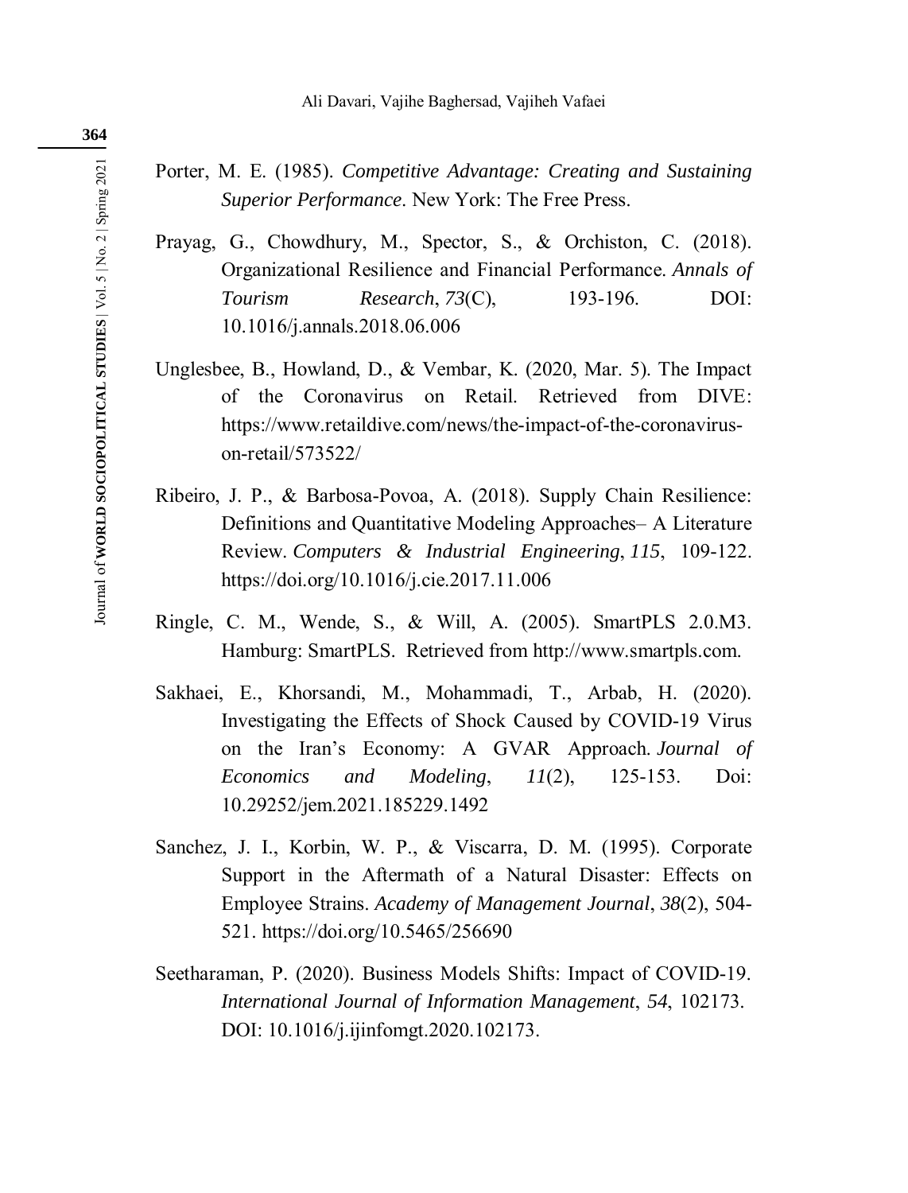Porter, M. E. (1985). *Competitive Advantage: Creating and Sustaining Superior Performance*. New York: The Free Press.

Prayag, G., Chowdhury, M., Spector, S., & Orchiston, C. (2018). Organizational Resilience and Financial Performance. *Annals of Tourism Research*, *73*(C), 193-196. DOI: 10.1016/j.annals.2018.06.006

Unglesbee, B., Howland, D., & Vembar, K. (2020, Mar. 5). The Impact of the Coronavirus on Retail. Retrieved from DIVE: https://www.retaildive.com/news/the-impact-of-the-coronavirus-on-retail/573522/

Ribeiro, J. P., & Barbosa-Povoa, A. (2018). Supply Chain Resilience: Definitions and Quantitative Modeling Approaches– A Literature Review. *Computers & Industrial Engineering*, *115*, 109-122. https://doi.org/10.1016/j.cie.2017.11.006

Ringle, C. M., Wende, S., & Will, A. (2005). SmartPLS 2.0.M3. Hamburg: SmartPLS. Retrieved from http://www.smartpls.com.

Sakhaei, E., Khorsandi, M., Mohammadi, T., Arbab, H. (2020). Investigating the Effects of Shock Caused by COVID-19 Virus on the Iran's Economy: A GVAR Approach. *Journal of Economics and Modeling*, *11*(2), 125-153. Doi: 10.29252/jem.2021.185229.1492

Sanchez, J. I., Korbin, W. P., & Viscarra, D. M. (1995). Corporate Support in the Aftermath of a Natural Disaster: Effects on Employee Strains. *Academy of Management Journal*, *38*(2), 504-521. https://doi.org/10.5465/256690

Seetharaman, P. (2020). Business Models Shifts: Impact of COVID-19. *International Journal of Information Management*, *54*, 102173. DOI: 10.1016/j.ijinfomgt.2020.102173.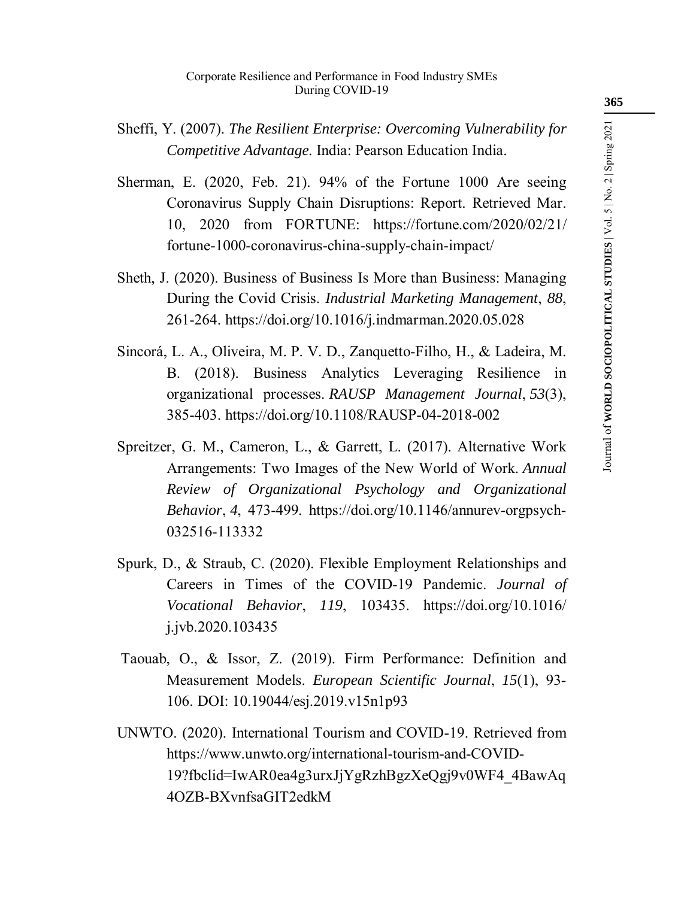Sheffi, Y. (2007). *The Resilient Enterprise: Overcoming Vulnerability for Competitive Advantage.* India: Pearson Education India.

Sherman, E. (2020, Feb. 21). 94% of the Fortune 1000 Are seeing Coronavirus Supply Chain Disruptions: Report. Retrieved Mar. 10, 2020 from FORTUNE: https://fortune.com/2020/02/21/fortune-1000-coronavirus-china-supply-chain-impact/

Sheth, J. (2020). Business of Business Is More than Business: Managing During the Covid Crisis. *Industrial Marketing Management*, *88*, 261-264. https://doi.org/10.1016/j.indmarman.2020.05.028

Sincorá, L. A., Oliveira, M. P. V. D., Zanquetto-Filho, H., & Ladeira, M. B. (2018). Business Analytics Leveraging Resilience in organizational processes. *RAUSP Management Journal*, *53*(3), 385-403. https://doi.org/10.1108/RAUSP-04-2018-002

Spreitzer, G. M., Cameron, L., & Garrett, L. (2017). Alternative Work Arrangements: Two Images of the New World of Work. *Annual Review of Organizational Psychology and Organizational Behavior*, *4*, 473-499. https://doi.org/10.1146/annurev-orgpsych-032516-113332

Spurk, D., & Straub, C. (2020). Flexible Employment Relationships and Careers in Times of the COVID-19 Pandemic. *Journal of Vocational Behavior*, *119*, 103435. https://doi.org/10.1016/j.jvb.2020.103435

Taouab, O., & Issor, Z. (2019). Firm Performance: Definition and Measurement Models. *European Scientific Journal*, *15*(1), 93-106. DOI: 10.19044/esj.2019.v15n1p93

UNWTO. (2020). International Tourism and COVID-19. Retrieved from https://www.unwto.org/international-tourism-and-COVID-19?fbclid=IwAR0ea4g3urxJjYgRzhBgzXeQgj9v0WF4_4BawAq4OZB-BXvnfsaGIT2edkM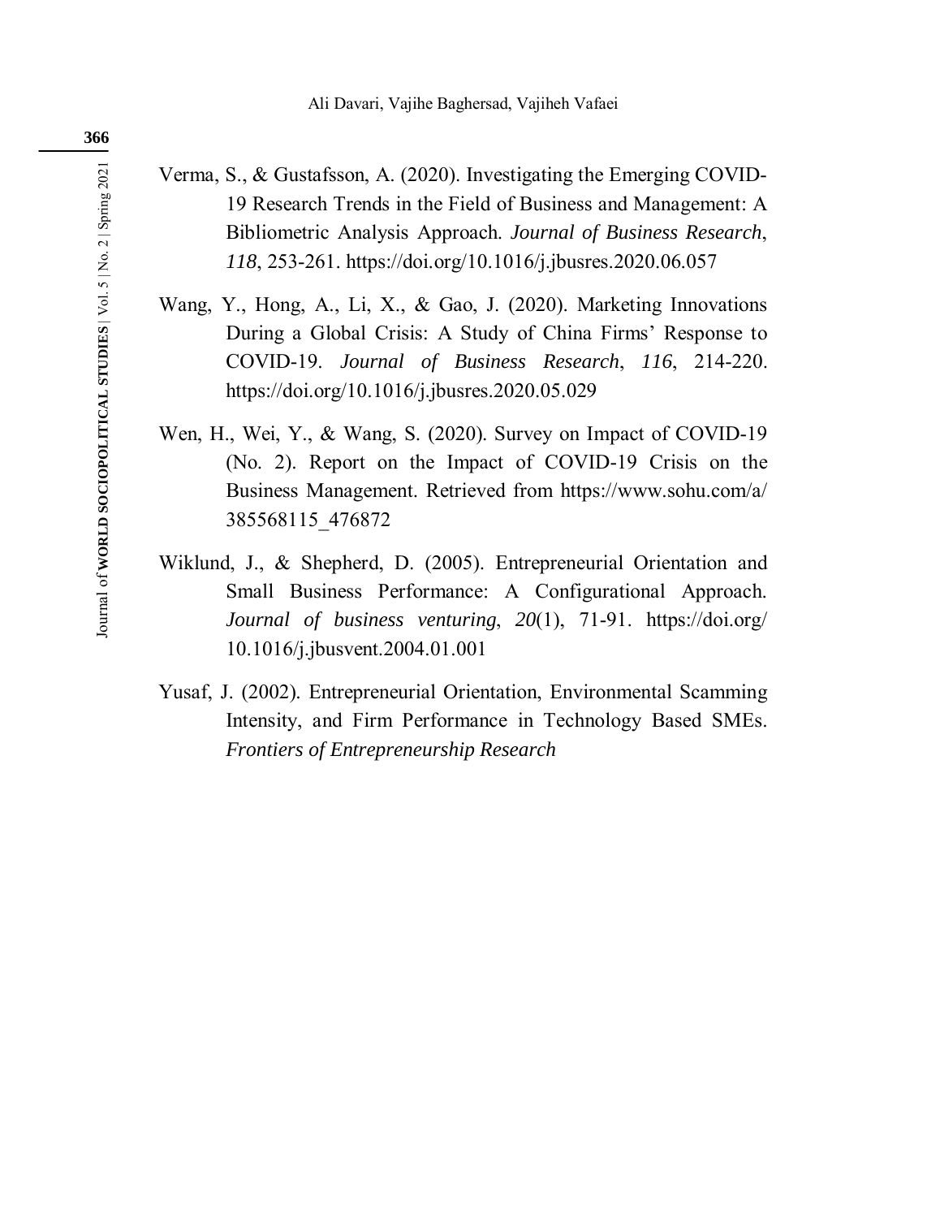Verma, S., & Gustafsson, A. (2020). Investigating the Emerging COVID-19 Research Trends in the Field of Business and Management: A Bibliometric Analysis Approach. *Journal of Business Research*, *118*, 253-261. https://doi.org/10.1016/j.jbusres.2020.06.057

Wang, Y., Hong, A., Li, X., & Gao, J. (2020). Marketing Innovations During a Global Crisis: A Study of China Firms' Response to COVID-19. *Journal of Business Research*, *116*, 214-220. https://doi.org/10.1016/j.jbusres.2020.05.029

Wen, H., Wei, Y., & Wang, S. (2020). Survey on Impact of COVID-19 (No. 2). Report on the Impact of COVID-19 Crisis on the Business Management. Retrieved from https://www.sohu.com/a/385568115_476872

Wiklund, J., & Shepherd, D. (2005). Entrepreneurial Orientation and Small Business Performance: A Configurational Approach. *Journal of business venturing*, *20*(1), 71-91. https://doi.org/10.1016/j.jbusvent.2004.01.001

Yusaf, J. (2002). Entrepreneurial Orientation, Environmental Scamming Intensity, and Firm Performance in Technology Based SMEs. *Frontiers of Entrepreneurship Research*